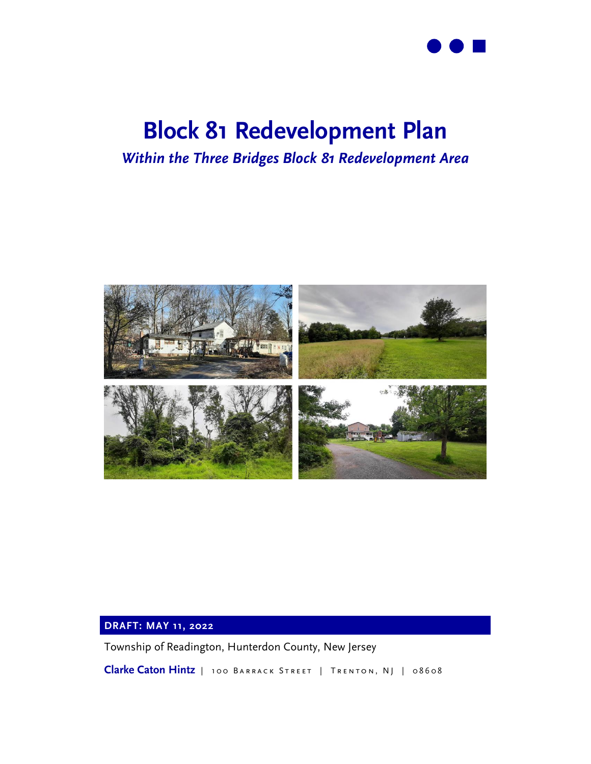# Block 81 Redevelopment Plan

***Within the Three Bridges Block 81 Redevelopment Area***

**DRAFT: MAY 11, 2022**

Township of Readington, Hunterdon County, New Jersey

**Clarke Caton Hintz** | 100 Barrack Street | Trenton, NJ | 08608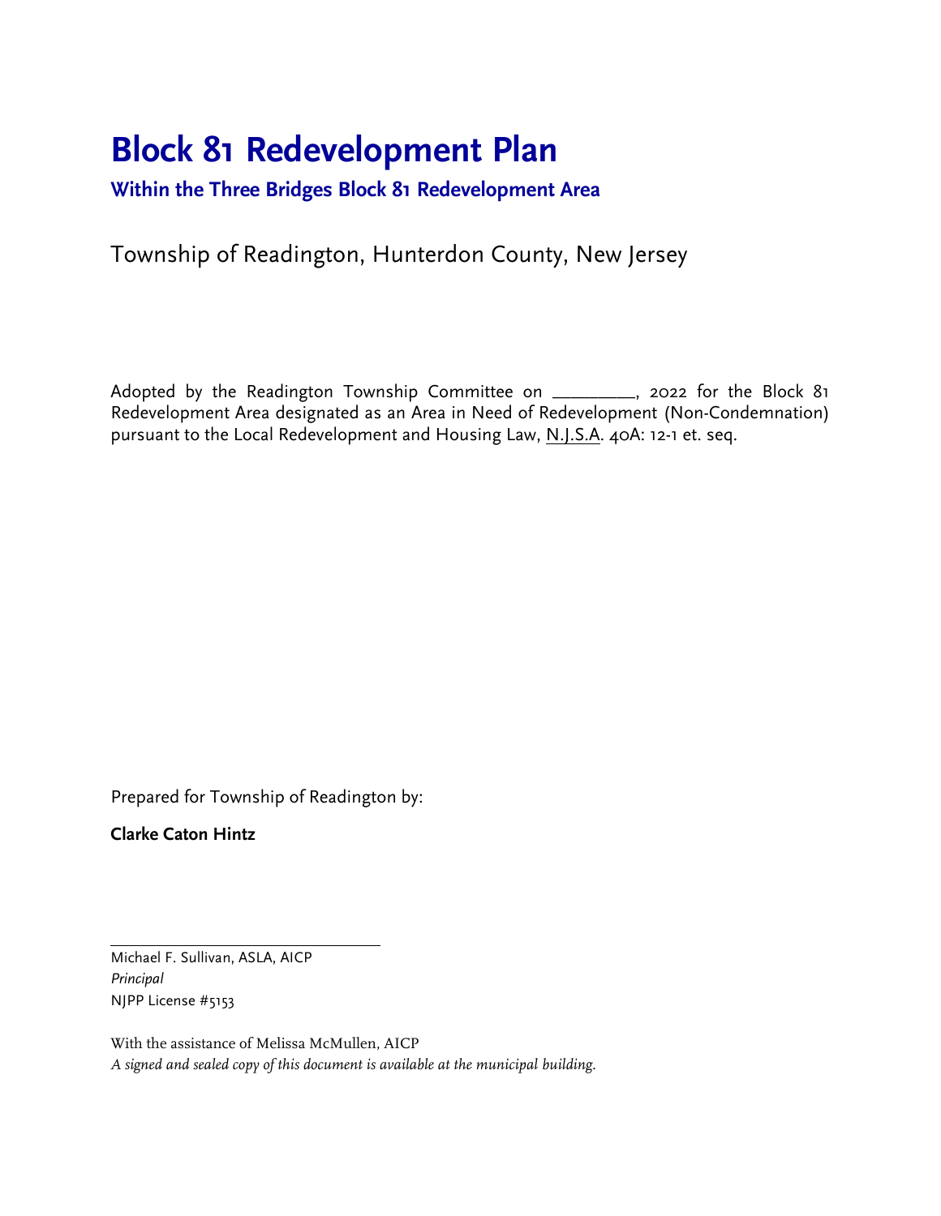# Block 81 Redevelopment Plan

## Within the Three Bridges Block 81 Redevelopment Area

Township of Readington, Hunterdon County, New Jersey

Adopted by the Readington Township Committee on _________, 2022 for the Block 81 Redevelopment Area designated as an Area in Need of Redevelopment (Non-Condemnation) pursuant to the Local Redevelopment and Housing Law, N.J.S.A. 40A: 12-1 et. seq.

Prepared for Township of Readington by:

**Clarke Caton Hintz**

Michael F. Sullivan, ASLA, AICP
*Principal*
NJPP License #5153

With the assistance of Melissa McMullen, AICP
*A signed and sealed copy of this document is available at the municipal building.*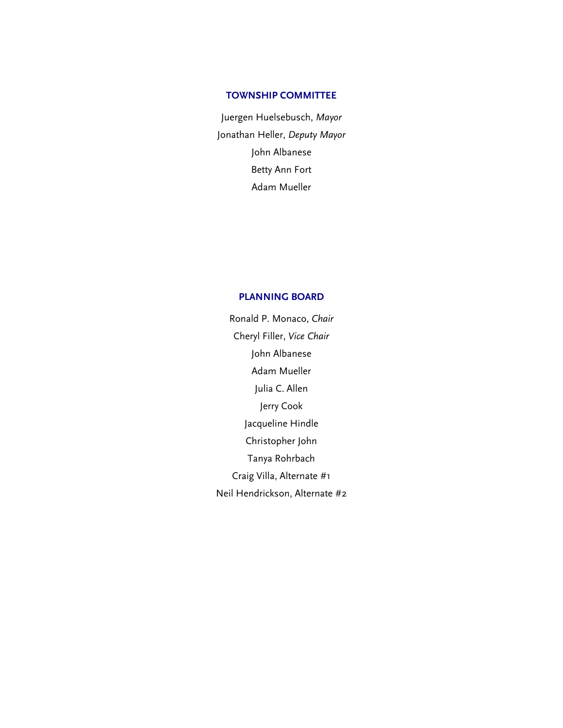## TOWNSHIP COMMITTEE

Juergen Huelsebusch, *Mayor*

Jonathan Heller, *Deputy Mayor*

John Albanese

Betty Ann Fort

Adam Mueller

## PLANNING BOARD

Ronald P. Monaco, *Chair*

Cheryl Filler, *Vice Chair*

John Albanese

Adam Mueller

Julia C. Allen

Jerry Cook

Jacqueline Hindle

Christopher John

Tanya Rohrbach

Craig Villa, Alternate #1

Neil Hendrickson, Alternate #2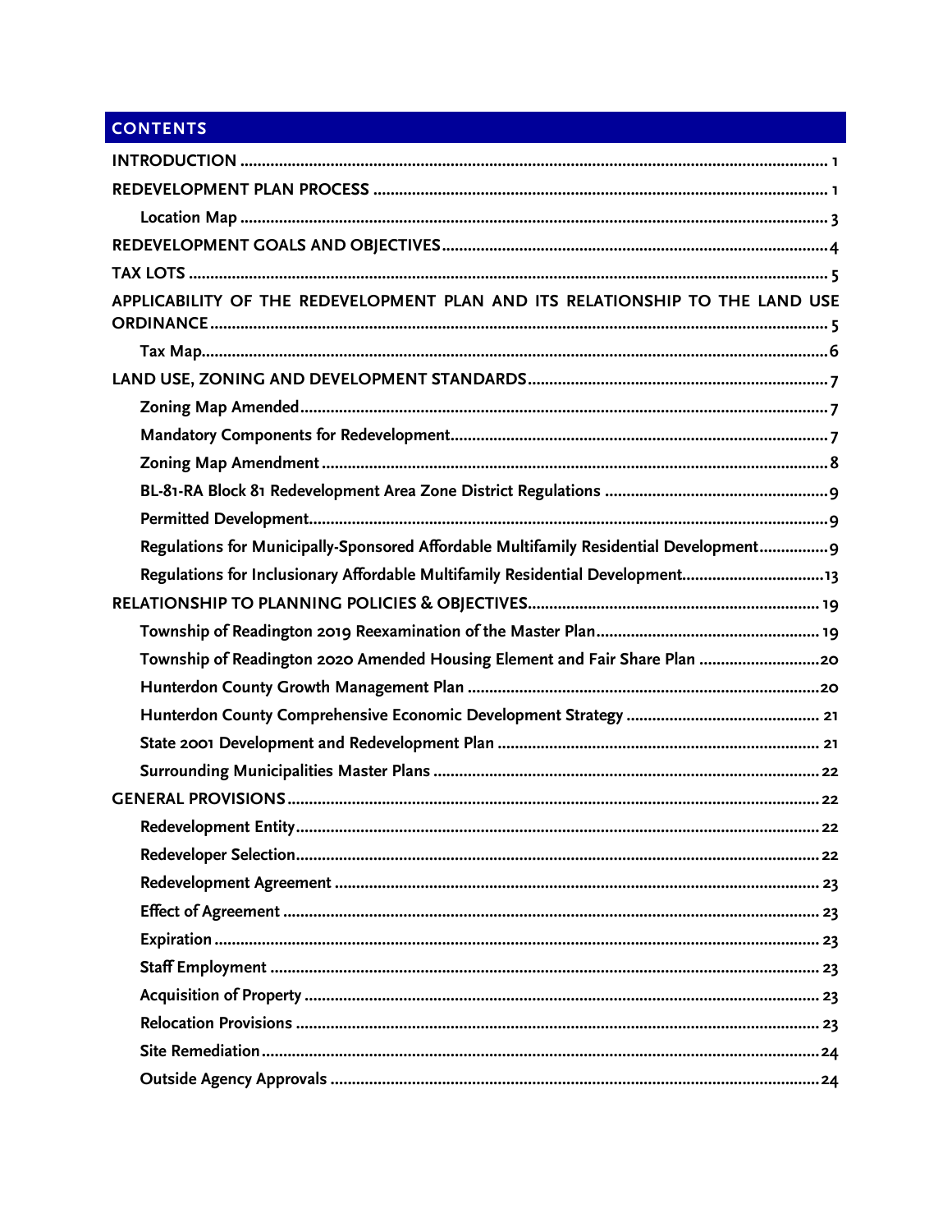## CONTENTS

| | |
|---|---|
| **INTRODUCTION** | 1 |
| **REDEVELOPMENT PLAN PROCESS** | 1 |
| Location Map | 3 |
| **REDEVELOPMENT GOALS AND OBJECTIVES** | 4 |
| **TAX LOTS** | 5 |
| **APPLICABILITY OF THE REDEVELOPMENT PLAN AND ITS RELATIONSHIP TO THE LAND USE ORDINANCE** | 5 |
| Tax Map | 6 |
| **LAND USE, ZONING AND DEVELOPMENT STANDARDS** | 7 |
| Zoning Map Amended | 7 |
| Mandatory Components for Redevelopment | 7 |
| Zoning Map Amendment | 8 |
| BL-81-RA Block 81 Redevelopment Area Zone District Regulations | 9 |
| Permitted Development | 9 |
| Regulations for Municipally-Sponsored Affordable Multifamily Residential Development | 9 |
| Regulations for Inclusionary Affordable Multifamily Residential Development | 13 |
| **RELATIONSHIP TO PLANNING POLICIES & OBJECTIVES** | 19 |
| Township of Readington 2019 Reexamination of the Master Plan | 19 |
| Township of Readington 2020 Amended Housing Element and Fair Share Plan | 20 |
| Hunterdon County Growth Management Plan | 20 |
| Hunterdon County Comprehensive Economic Development Strategy | 21 |
| State 2001 Development and Redevelopment Plan | 21 |
| Surrounding Municipalities Master Plans | 22 |
| **GENERAL PROVISIONS** | 22 |
| Redevelopment Entity | 22 |
| Redeveloper Selection | 22 |
| Redevelopment Agreement | 23 |
| Effect of Agreement | 23 |
| Expiration | 23 |
| Staff Employment | 23 |
| Acquisition of Property | 23 |
| Relocation Provisions | 23 |
| Site Remediation | 24 |
| Outside Agency Approvals | 24 |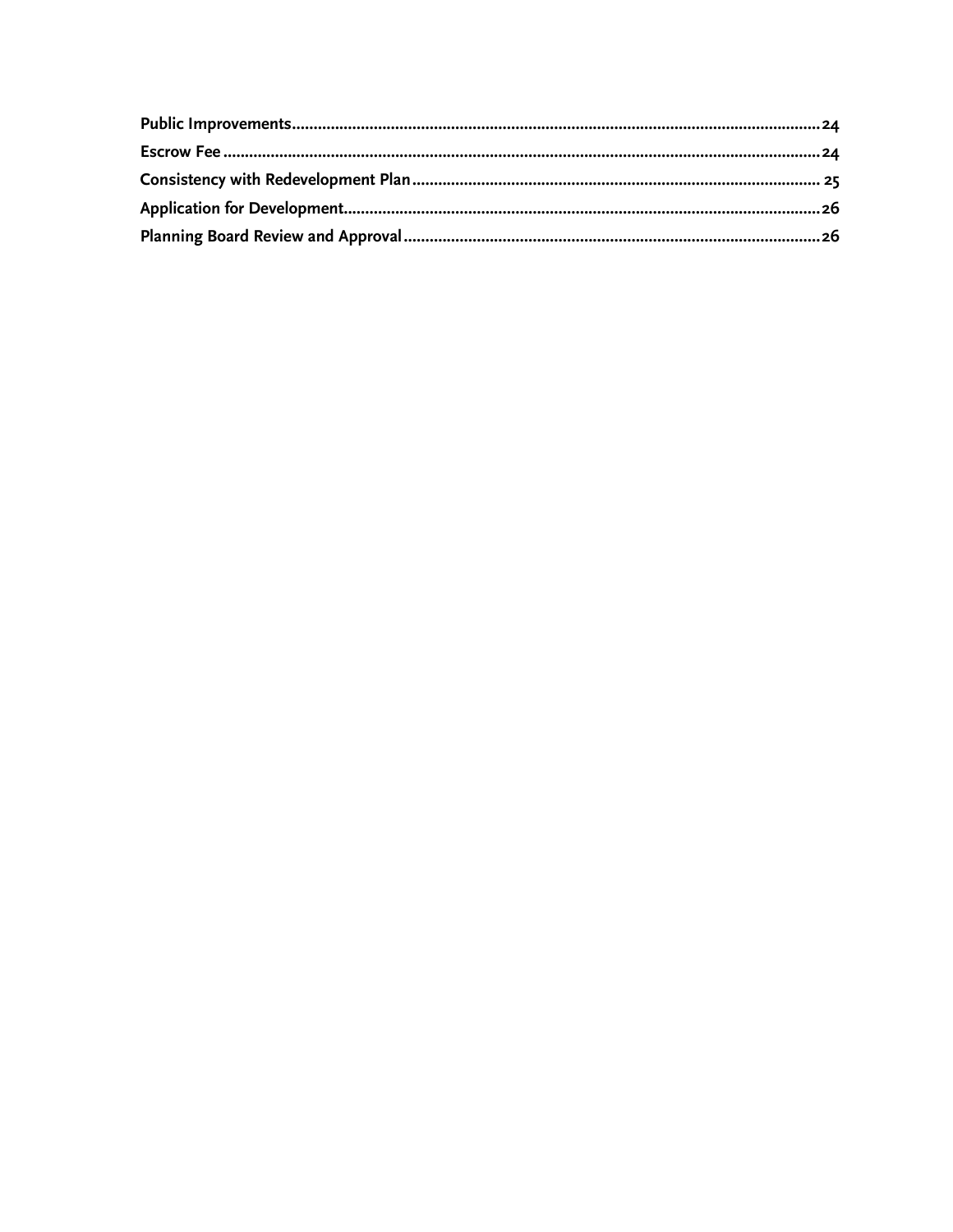**Public Improvements** .......... 24
**Escrow Fee** .......... 24
**Consistency with Redevelopment Plan** .......... 25
**Application for Development** .......... 26
**Planning Board Review and Approval** .......... 26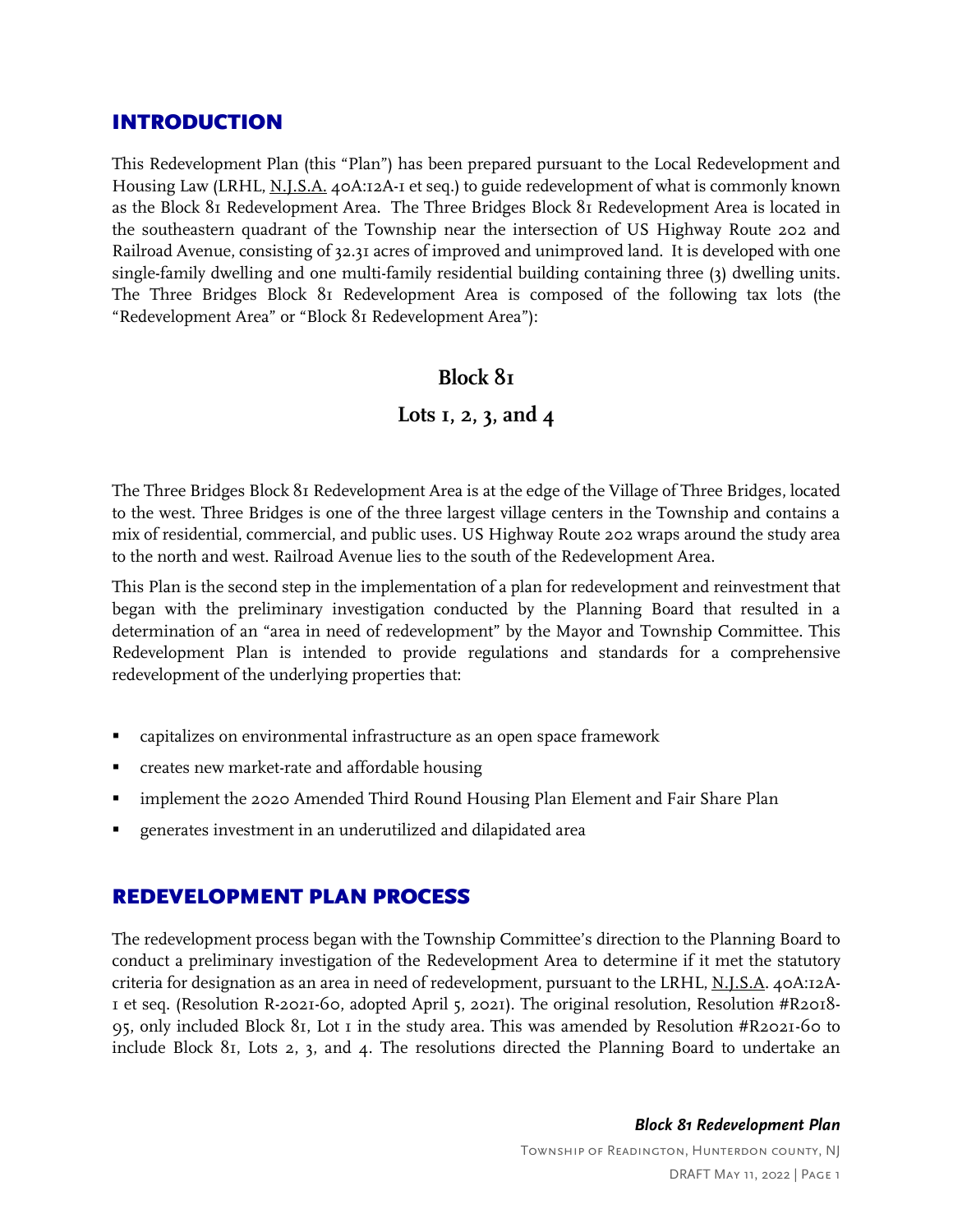## INTRODUCTION

This Redevelopment Plan (this "Plan") has been prepared pursuant to the Local Redevelopment and Housing Law (LRHL, N.J.S.A. 40A:12A-1 et seq.) to guide redevelopment of what is commonly known as the Block 81 Redevelopment Area. The Three Bridges Block 81 Redevelopment Area is located in the southeastern quadrant of the Township near the intersection of US Highway Route 202 and Railroad Avenue, consisting of 32.31 acres of improved and unimproved land. It is developed with one single-family dwelling and one multi-family residential building containing three (3) dwelling units. The Three Bridges Block 81 Redevelopment Area is composed of the following tax lots (the "Redevelopment Area" or "Block 81 Redevelopment Area"):

**Block 81**

**Lots 1, 2, 3, and 4**

The Three Bridges Block 81 Redevelopment Area is at the edge of the Village of Three Bridges, located to the west. Three Bridges is one of the three largest village centers in the Township and contains a mix of residential, commercial, and public uses. US Highway Route 202 wraps around the study area to the north and west. Railroad Avenue lies to the south of the Redevelopment Area.

This Plan is the second step in the implementation of a plan for redevelopment and reinvestment that began with the preliminary investigation conducted by the Planning Board that resulted in a determination of an "area in need of redevelopment" by the Mayor and Township Committee. This Redevelopment Plan is intended to provide regulations and standards for a comprehensive redevelopment of the underlying properties that:

- capitalizes on environmental infrastructure as an open space framework
- creates new market-rate and affordable housing
- implement the 2020 Amended Third Round Housing Plan Element and Fair Share Plan
- generates investment in an underutilized and dilapidated area

## REDEVELOPMENT PLAN PROCESS

The redevelopment process began with the Township Committee's direction to the Planning Board to conduct a preliminary investigation of the Redevelopment Area to determine if it met the statutory criteria for designation as an area in need of redevelopment, pursuant to the LRHL, N.J.S.A. 40A:12A-1 et seq. (Resolution R-2021-60, adopted April 5, 2021). The original resolution, Resolution #R2018-95, only included Block 81, Lot 1 in the study area. This was amended by Resolution #R2021-60 to include Block 81, Lots 2, 3, and 4. The resolutions directed the Planning Board to undertake an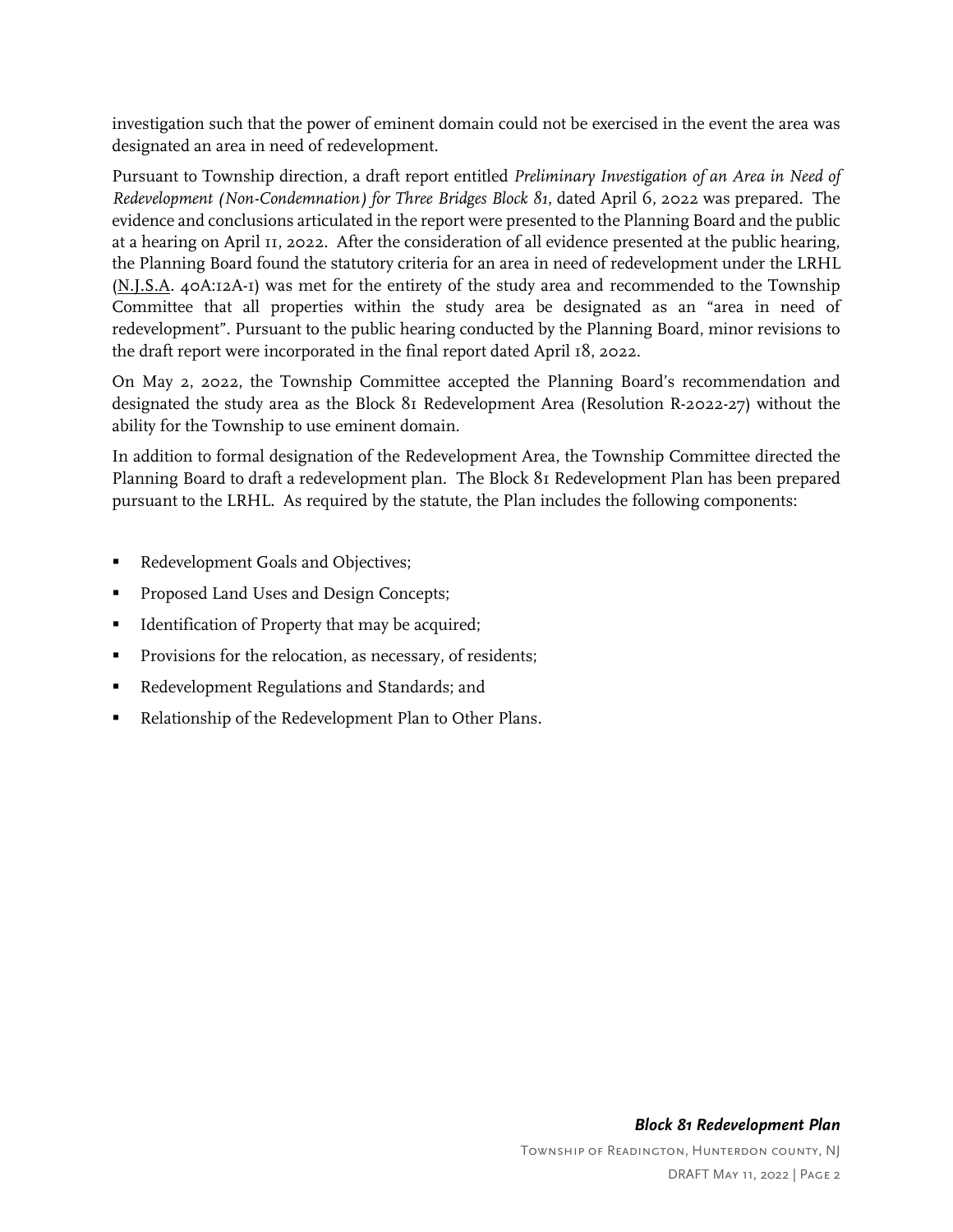investigation such that the power of eminent domain could not be exercised in the event the area was designated an area in need of redevelopment.

Pursuant to Township direction, a draft report entitled *Preliminary Investigation of an Area in Need of Redevelopment (Non-Condemnation) for Three Bridges Block 81*, dated April 6, 2022 was prepared. The evidence and conclusions articulated in the report were presented to the Planning Board and the public at a hearing on April 11, 2022. After the consideration of all evidence presented at the public hearing, the Planning Board found the statutory criteria for an area in need of redevelopment under the LRHL (N.J.S.A. 40A:12A-1) was met for the entirety of the study area and recommended to the Township Committee that all properties within the study area be designated as an "area in need of redevelopment". Pursuant to the public hearing conducted by the Planning Board, minor revisions to the draft report were incorporated in the final report dated April 18, 2022.

On May 2, 2022, the Township Committee accepted the Planning Board's recommendation and designated the study area as the Block 81 Redevelopment Area (Resolution R-2022-27) without the ability for the Township to use eminent domain.

In addition to formal designation of the Redevelopment Area, the Township Committee directed the Planning Board to draft a redevelopment plan. The Block 81 Redevelopment Plan has been prepared pursuant to the LRHL. As required by the statute, the Plan includes the following components:

- Redevelopment Goals and Objectives;
- Proposed Land Uses and Design Concepts;
- Identification of Property that may be acquired;
- Provisions for the relocation, as necessary, of residents;
- Redevelopment Regulations and Standards; and
- Relationship of the Redevelopment Plan to Other Plans.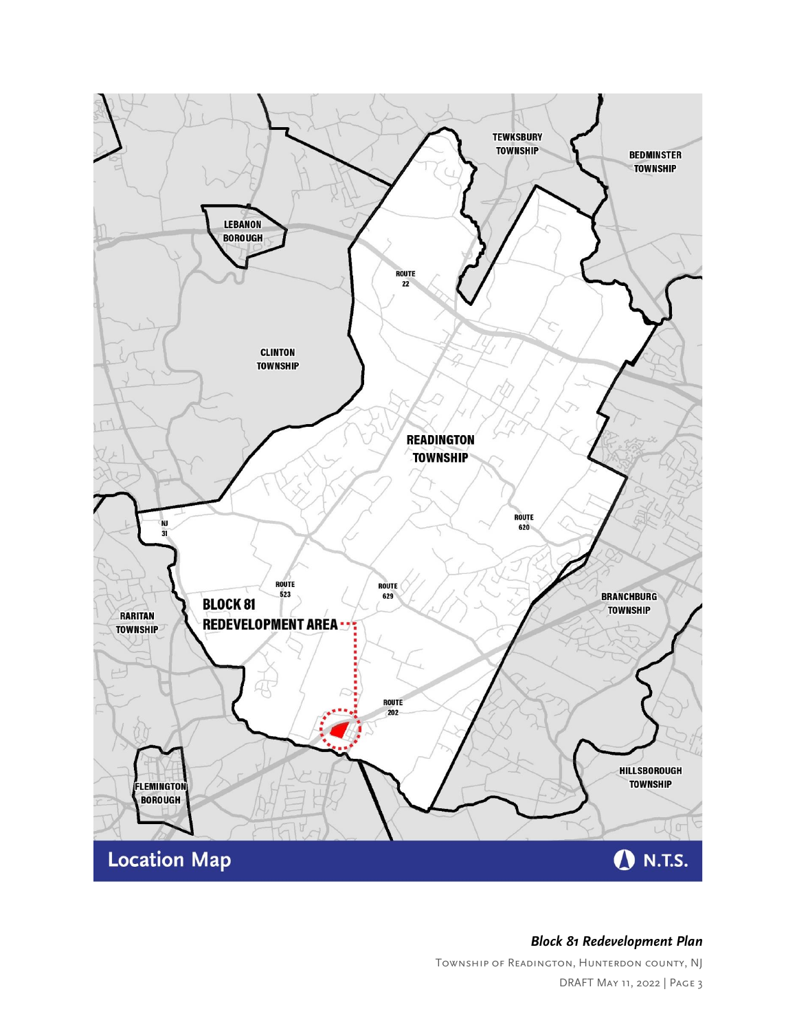# Location Map

N.T.S.

TEWKSBURY TOWNSHIP

BEDMINSTER TOWNSHIP

LEBANON BOROUGH

ROUTE 22

CLINTON TOWNSHIP

READINGTON TOWNSHIP

ROUTE 620

NJ 31

ROUTE 523

ROUTE 629

BRANCHBURG TOWNSHIP

RARITAN TOWNSHIP

BLOCK 81 REDEVELOPMENT AREA

ROUTE 202

HILLSBOROUGH TOWNSHIP

FLEMINGTON BOROUGH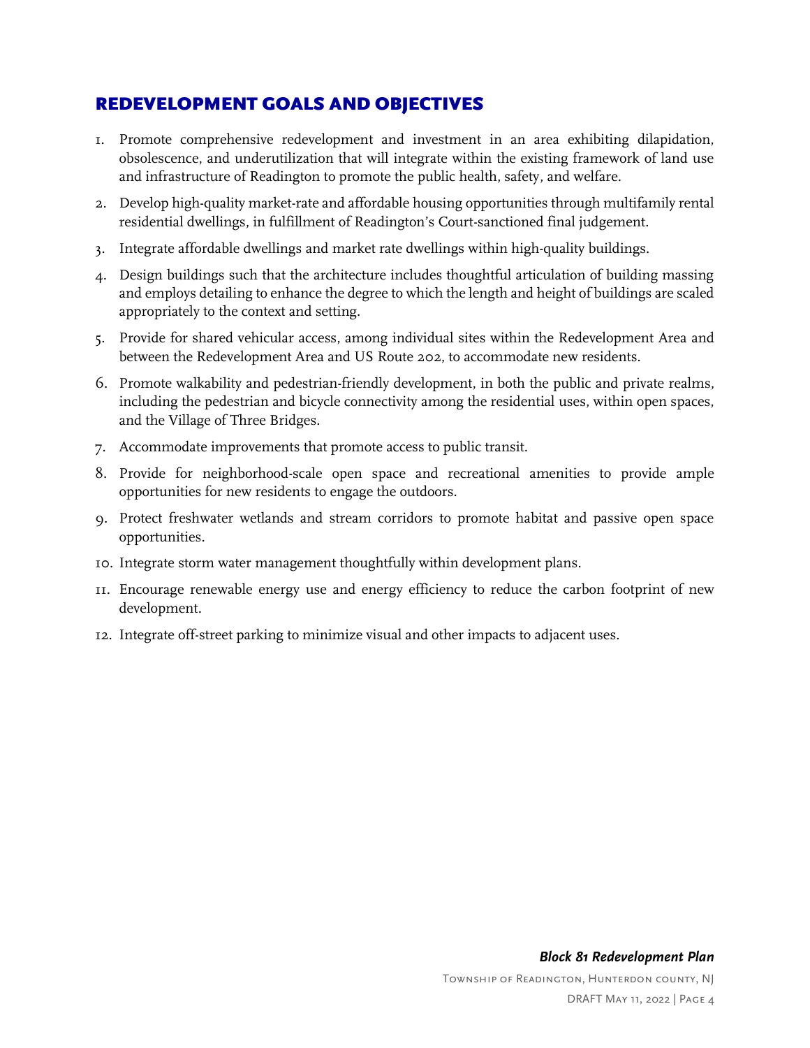## REDEVELOPMENT GOALS AND OBJECTIVES

1. Promote comprehensive redevelopment and investment in an area exhibiting dilapidation, obsolescence, and underutilization that will integrate within the existing framework of land use and infrastructure of Readington to promote the public health, safety, and welfare.
2. Develop high-quality market-rate and affordable housing opportunities through multifamily rental residential dwellings, in fulfillment of Readington's Court-sanctioned final judgement.
3. Integrate affordable dwellings and market rate dwellings within high-quality buildings.
4. Design buildings such that the architecture includes thoughtful articulation of building massing and employs detailing to enhance the degree to which the length and height of buildings are scaled appropriately to the context and setting.
5. Provide for shared vehicular access, among individual sites within the Redevelopment Area and between the Redevelopment Area and US Route 202, to accommodate new residents.
6. Promote walkability and pedestrian-friendly development, in both the public and private realms, including the pedestrian and bicycle connectivity among the residential uses, within open spaces, and the Village of Three Bridges.
7. Accommodate improvements that promote access to public transit.
8. Provide for neighborhood-scale open space and recreational amenities to provide ample opportunities for new residents to engage the outdoors.
9. Protect freshwater wetlands and stream corridors to promote habitat and passive open space opportunities.
10. Integrate storm water management thoughtfully within development plans.
11. Encourage renewable energy use and energy efficiency to reduce the carbon footprint of new development.
12. Integrate off-street parking to minimize visual and other impacts to adjacent uses.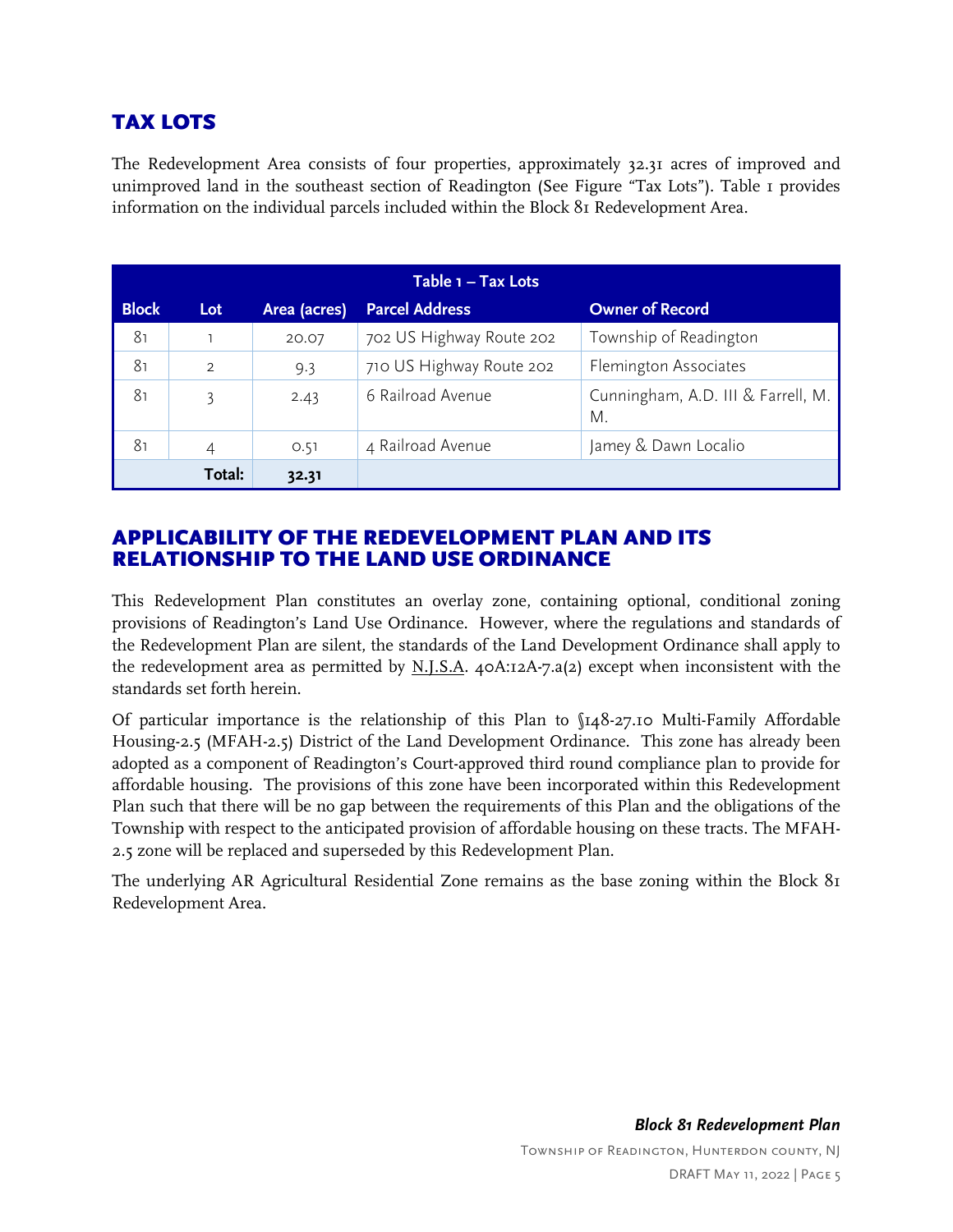## TAX LOTS

The Redevelopment Area consists of four properties, approximately 32.31 acres of improved and unimproved land in the southeast section of Readington (See Figure "Tax Lots"). Table 1 provides information on the individual parcels included within the Block 81 Redevelopment Area.

| Table 1 – Tax Lots | | | | |
|---|---|---|---|---|
| **Block** | **Lot** | **Area (acres)** | **Parcel Address** | **Owner of Record** |
| 81 | 1 | 20.07 | 702 US Highway Route 202 | Township of Readington |
| 81 | 2 | 9.3 | 710 US Highway Route 202 | Flemington Associates |
| 81 | 3 | 2.43 | 6 Railroad Avenue | Cunningham, A.D. III & Farrell, M. M. |
| 81 | 4 | 0.51 | 4 Railroad Avenue | Jamey & Dawn Localio |
| | **Total:** | **32.31** | | |

## APPLICABILITY OF THE REDEVELOPMENT PLAN AND ITS RELATIONSHIP TO THE LAND USE ORDINANCE

This Redevelopment Plan constitutes an overlay zone, containing optional, conditional zoning provisions of Readington's Land Use Ordinance. However, where the regulations and standards of the Redevelopment Plan are silent, the standards of the Land Development Ordinance shall apply to the redevelopment area as permitted by N.J.S.A. 40A:12A-7.a(2) except when inconsistent with the standards set forth herein.

Of particular importance is the relationship of this Plan to §148-27.10 Multi-Family Affordable Housing-2.5 (MFAH-2.5) District of the Land Development Ordinance. This zone has already been adopted as a component of Readington's Court-approved third round compliance plan to provide for affordable housing. The provisions of this zone have been incorporated within this Redevelopment Plan such that there will be no gap between the requirements of this Plan and the obligations of the Township with respect to the anticipated provision of affordable housing on these tracts. The MFAH-2.5 zone will be replaced and superseded by this Redevelopment Plan.

The underlying AR Agricultural Residential Zone remains as the base zoning within the Block 81 Redevelopment Area.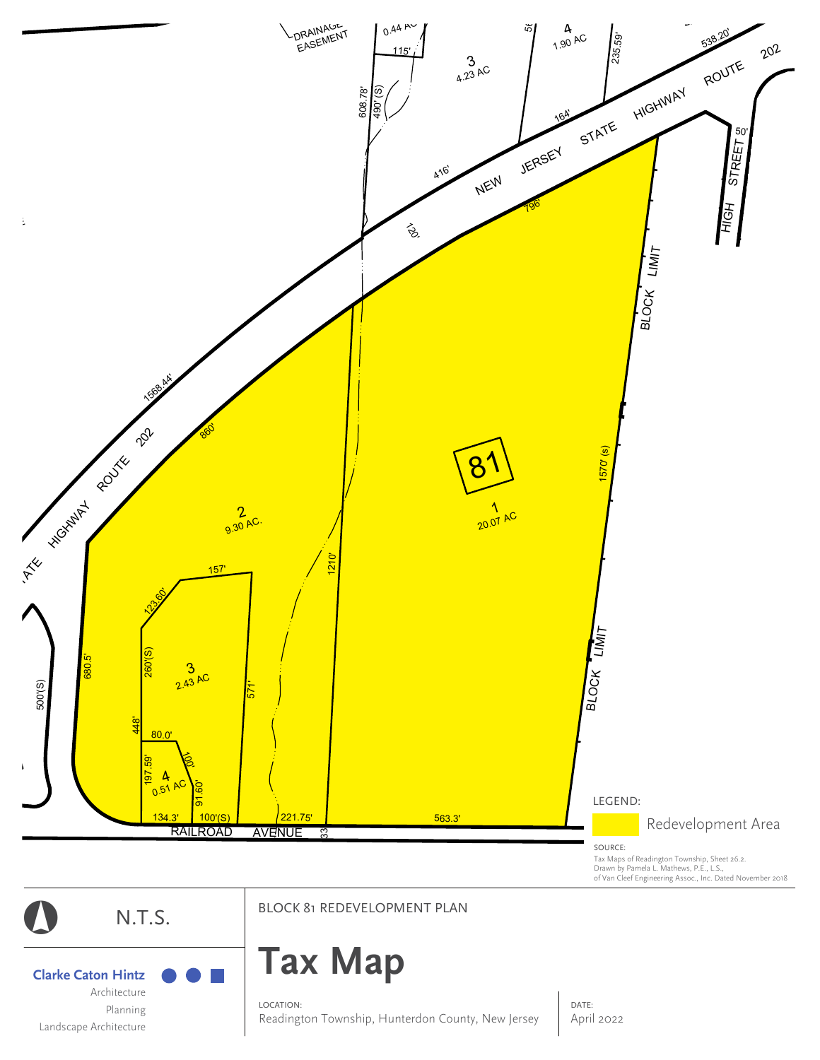LEGEND:

Redevelopment Area

SOURCE:
Tax Maps of Readington Township, Sheet 26.2.
Drawn by Pamela L. Mathews, P.E., L.S.,
of Van Cleef Engineering Assoc., Inc. Dated November 2018

N.T.S.

**Clarke Caton Hintz**
Architecture
Planning
Landscape Architecture

BLOCK 81 REDEVELOPMENT PLAN

# Tax Map

LOCATION:
Readington Township, Hunterdon County, New Jersey

DATE:
April 2022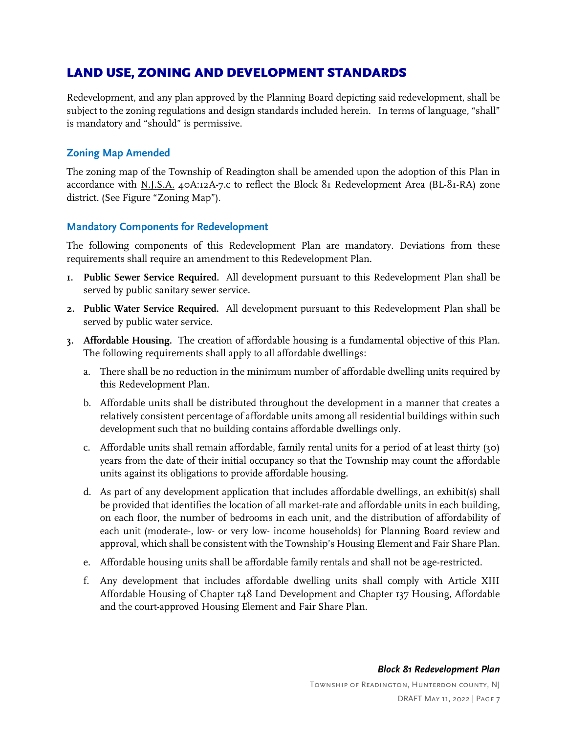## LAND USE, ZONING AND DEVELOPMENT STANDARDS

Redevelopment, and any plan approved by the Planning Board depicting said redevelopment, shall be subject to the zoning regulations and design standards included herein. In terms of language, "shall" is mandatory and "should" is permissive.

### Zoning Map Amended

The zoning map of the Township of Readington shall be amended upon the adoption of this Plan in accordance with N.J.S.A. 40A:12A-7.c to reflect the Block 81 Redevelopment Area (BL-81-RA) zone district. (See Figure "Zoning Map").

### Mandatory Components for Redevelopment

The following components of this Redevelopment Plan are mandatory. Deviations from these requirements shall require an amendment to this Redevelopment Plan.

1. **Public Sewer Service Required.** All development pursuant to this Redevelopment Plan shall be served by public sanitary sewer service.
2. **Public Water Service Required.** All development pursuant to this Redevelopment Plan shall be served by public water service.
3. **Affordable Housing.** The creation of affordable housing is a fundamental objective of this Plan. The following requirements shall apply to all affordable dwellings:
   a. There shall be no reduction in the minimum number of affordable dwelling units required by this Redevelopment Plan.
   b. Affordable units shall be distributed throughout the development in a manner that creates a relatively consistent percentage of affordable units among all residential buildings within such development such that no building contains affordable dwellings only.
   c. Affordable units shall remain affordable, family rental units for a period of at least thirty (30) years from the date of their initial occupancy so that the Township may count the affordable units against its obligations to provide affordable housing.
   d. As part of any development application that includes affordable dwellings, an exhibit(s) shall be provided that identifies the location of all market-rate and affordable units in each building, on each floor, the number of bedrooms in each unit, and the distribution of affordability of each unit (moderate-, low- or very low- income households) for Planning Board review and approval, which shall be consistent with the Township's Housing Element and Fair Share Plan.
   e. Affordable housing units shall be affordable family rentals and shall not be age-restricted.
   f. Any development that includes affordable dwelling units shall comply with Article XIII Affordable Housing of Chapter 148 Land Development and Chapter 137 Housing, Affordable and the court-approved Housing Element and Fair Share Plan.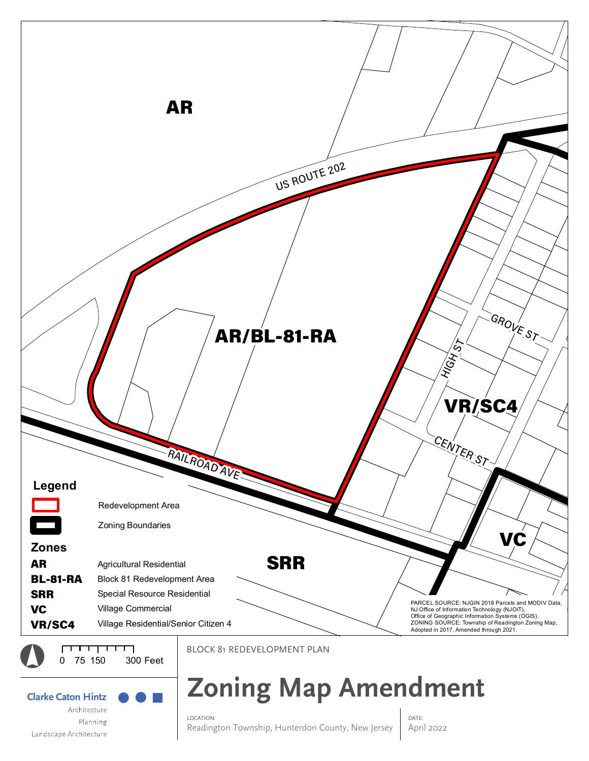AR

US ROUTE 202

AR/BL-81-RA

HIGH ST

GROVE ST

VR/SC4

CENTER ST

RAILROAD AVE

VC

SRR

## Legend

Redevelopment Area

Zoning Boundaries

## Zones

| | |
|---|---|
| **AR** | Agricultural Residential |
| **BL-81-RA** | Block 81 Redevelopment Area |
| **SRR** | Special Resource Residential |
| **VC** | Village Commercial |
| **VR/SC4** | Village Residential/Senior Citizen 4 |

PARCEL SOURCE: NJGIN 2018 Parcels and MODIV Data, NJ Office of Information Technology (NJOIT), Office of Geographic Information Systems (OGIS).
ZONING SOURCE: Township of Readington Zoning Map, Adopted in 2017, Amended through 2021.

0 75 150 300 Feet

BLOCK 81 REDEVELOPMENT PLAN

# Zoning Map Amendment

LOCATION:
Readington Township, Hunterdon County, New Jersey

DATE:
April 2022

Clarke Caton Hintz
Architecture
Planning
Landscape Architecture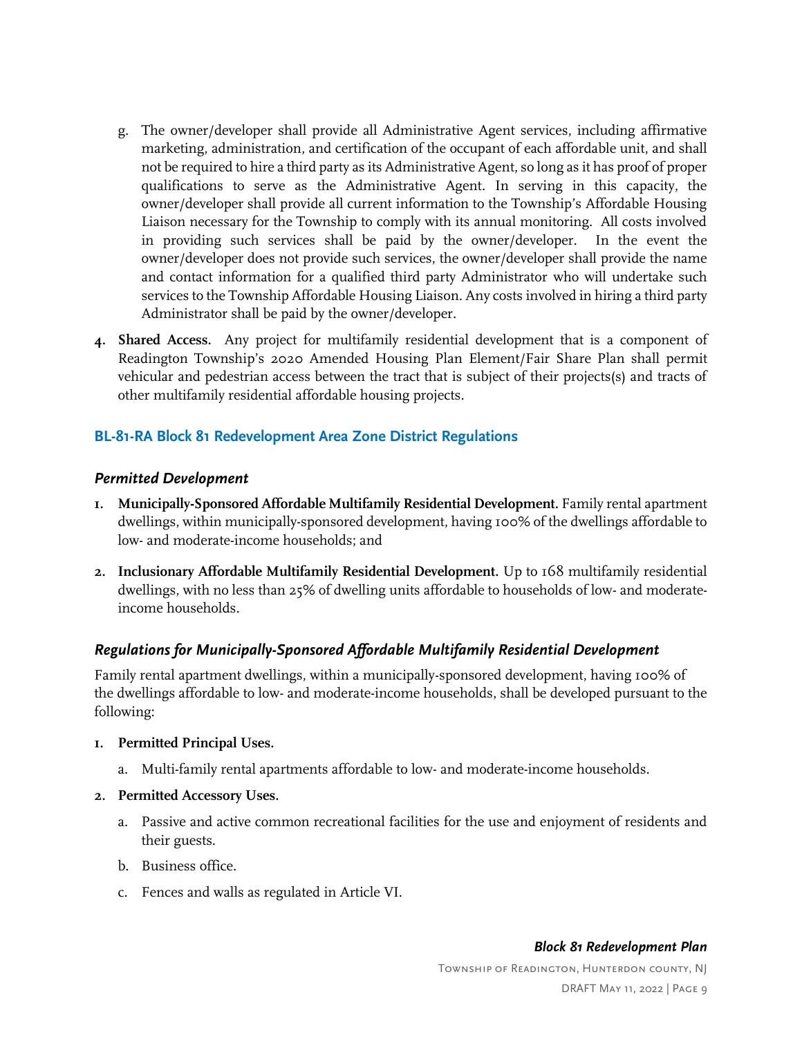g. The owner/developer shall provide all Administrative Agent services, including affirmative marketing, administration, and certification of the occupant of each affordable unit, and shall not be required to hire a third party as its Administrative Agent, so long as it has proof of proper qualifications to serve as the Administrative Agent. In serving in this capacity, the owner/developer shall provide all current information to the Township's Affordable Housing Liaison necessary for the Township to comply with its annual monitoring. All costs involved in providing such services shall be paid by the owner/developer. In the event the owner/developer does not provide such services, the owner/developer shall provide the name and contact information for a qualified third party Administrator who will undertake such services to the Township Affordable Housing Liaison. Any costs involved in hiring a third party Administrator shall be paid by the owner/developer.

4. **Shared Access.** Any project for multifamily residential development that is a component of Readington Township's 2020 Amended Housing Plan Element/Fair Share Plan shall permit vehicular and pedestrian access between the tract that is subject of their projects(s) and tracts of other multifamily residential affordable housing projects.

## BL-81-RA Block 81 Redevelopment Area Zone District Regulations

### *Permitted Development*

1. **Municipally-Sponsored Affordable Multifamily Residential Development.** Family rental apartment dwellings, within municipally-sponsored development, having 100% of the dwellings affordable to low- and moderate-income households; and

2. **Inclusionary Affordable Multifamily Residential Development.** Up to 168 multifamily residential dwellings, with no less than 25% of dwelling units affordable to households of low- and moderate-income households.

### *Regulations for Municipally-Sponsored Affordable Multifamily Residential Development*

Family rental apartment dwellings, within a municipally-sponsored development, having 100% of the dwellings affordable to low- and moderate-income households, shall be developed pursuant to the following:

1. **Permitted Principal Uses.**

   a. Multi-family rental apartments affordable to low- and moderate-income households.

2. **Permitted Accessory Uses.**

   a. Passive and active common recreational facilities for the use and enjoyment of residents and their guests.

   b. Business office.

   c. Fences and walls as regulated in Article VI.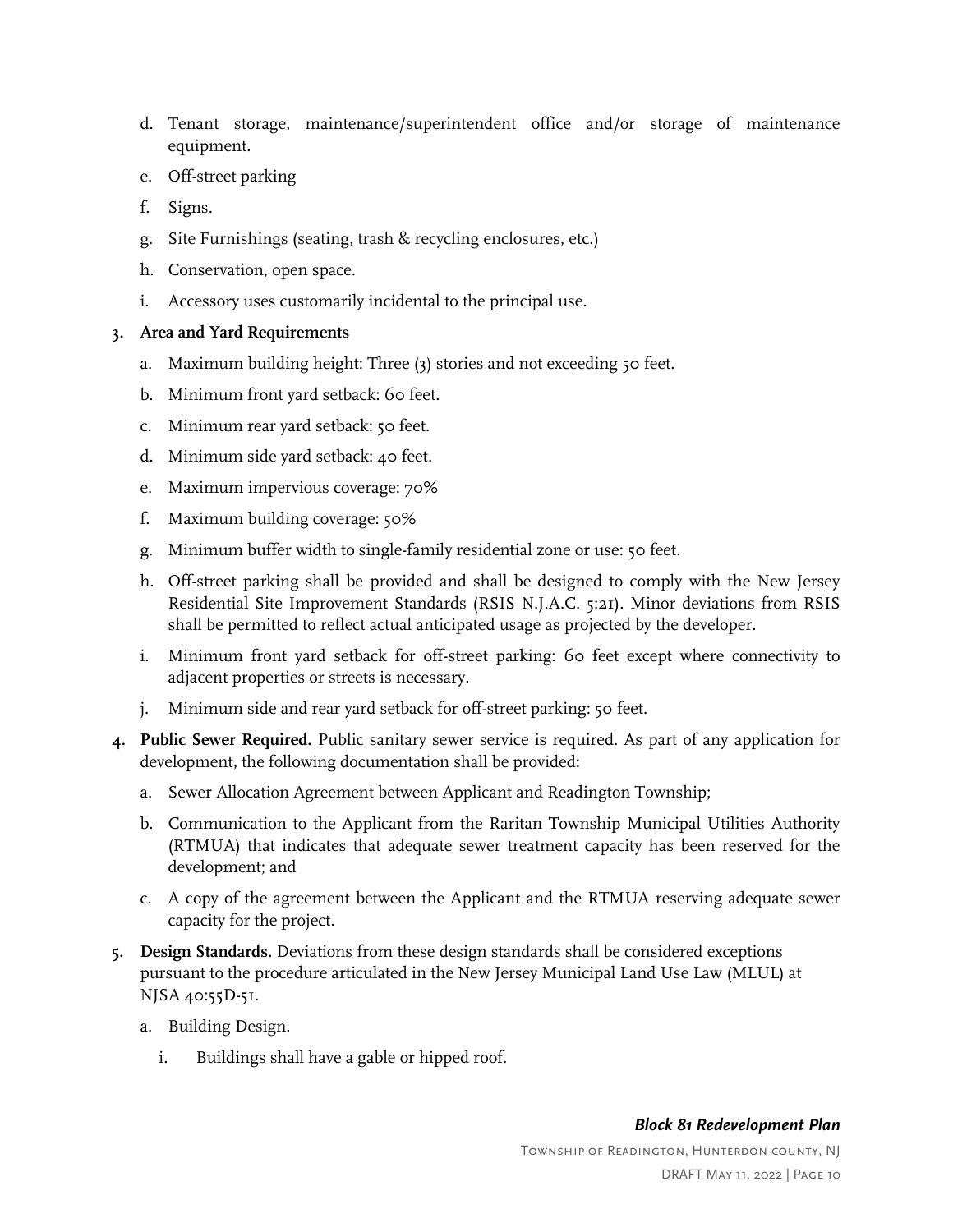d. Tenant storage, maintenance/superintendent office and/or storage of maintenance equipment.

e. Off-street parking

f. Signs.

g. Site Furnishings (seating, trash & recycling enclosures, etc.)

h. Conservation, open space.

i. Accessory uses customarily incidental to the principal use.

3. **Area and Yard Requirements**

   a. Maximum building height: Three (3) stories and not exceeding 50 feet.

   b. Minimum front yard setback: 60 feet.

   c. Minimum rear yard setback: 50 feet.

   d. Minimum side yard setback: 40 feet.

   e. Maximum impervious coverage: 70%

   f. Maximum building coverage: 50%

   g. Minimum buffer width to single-family residential zone or use: 50 feet.

   h. Off-street parking shall be provided and shall be designed to comply with the New Jersey Residential Site Improvement Standards (RSIS N.J.A.C. 5:21). Minor deviations from RSIS shall be permitted to reflect actual anticipated usage as projected by the developer.

   i. Minimum front yard setback for off-street parking: 60 feet except where connectivity to adjacent properties or streets is necessary.

   j. Minimum side and rear yard setback for off-street parking: 50 feet.

4. **Public Sewer Required.** Public sanitary sewer service is required. As part of any application for development, the following documentation shall be provided:

   a. Sewer Allocation Agreement between Applicant and Readington Township;

   b. Communication to the Applicant from the Raritan Township Municipal Utilities Authority (RTMUA) that indicates that adequate sewer treatment capacity has been reserved for the development; and

   c. A copy of the agreement between the Applicant and the RTMUA reserving adequate sewer capacity for the project.

5. **Design Standards.** Deviations from these design standards shall be considered exceptions pursuant to the procedure articulated in the New Jersey Municipal Land Use Law (MLUL) at NJSA 40:55D-51.

   a. Building Design.

      i. Buildings shall have a gable or hipped roof.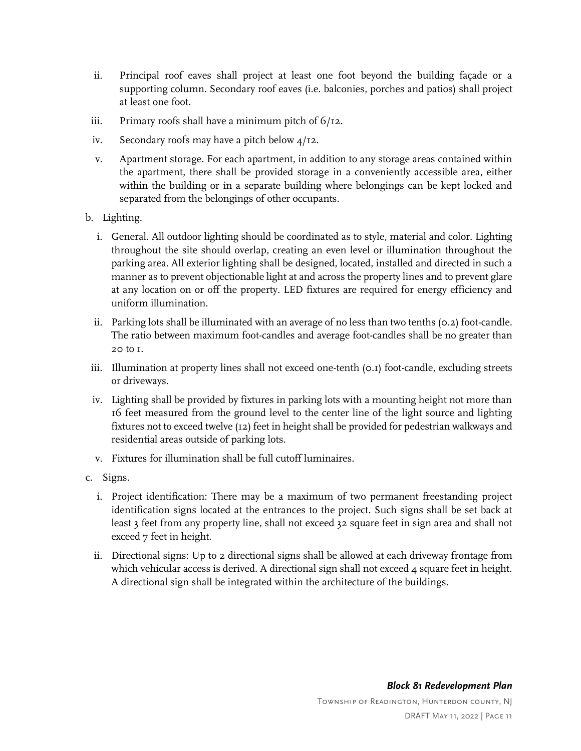ii. Principal roof eaves shall project at least one foot beyond the building façade or a supporting column. Secondary roof eaves (i.e. balconies, porches and patios) shall project at least one foot.

iii. Primary roofs shall have a minimum pitch of 6/12.

iv. Secondary roofs may have a pitch below 4/12.

v. Apartment storage. For each apartment, in addition to any storage areas contained within the apartment, there shall be provided storage in a conveniently accessible area, either within the building or in a separate building where belongings can be kept locked and separated from the belongings of other occupants.

b. Lighting.

i. General. All outdoor lighting should be coordinated as to style, material and color. Lighting throughout the site should overlap, creating an even level or illumination throughout the parking area. All exterior lighting shall be designed, located, installed and directed in such a manner as to prevent objectionable light at and across the property lines and to prevent glare at any location on or off the property. LED fixtures are required for energy efficiency and uniform illumination.

ii. Parking lots shall be illuminated with an average of no less than two tenths (0.2) foot-candle. The ratio between maximum foot-candles and average foot-candles shall be no greater than 20 to 1.

iii. Illumination at property lines shall not exceed one-tenth (0.1) foot-candle, excluding streets or driveways.

iv. Lighting shall be provided by fixtures in parking lots with a mounting height not more than 16 feet measured from the ground level to the center line of the light source and lighting fixtures not to exceed twelve (12) feet in height shall be provided for pedestrian walkways and residential areas outside of parking lots.

v. Fixtures for illumination shall be full cutoff luminaires.

c. Signs.

i. Project identification: There may be a maximum of two permanent freestanding project identification signs located at the entrances to the project. Such signs shall be set back at least 3 feet from any property line, shall not exceed 32 square feet in sign area and shall not exceed 7 feet in height.

ii. Directional signs: Up to 2 directional signs shall be allowed at each driveway frontage from which vehicular access is derived. A directional sign shall not exceed 4 square feet in height. A directional sign shall be integrated within the architecture of the buildings.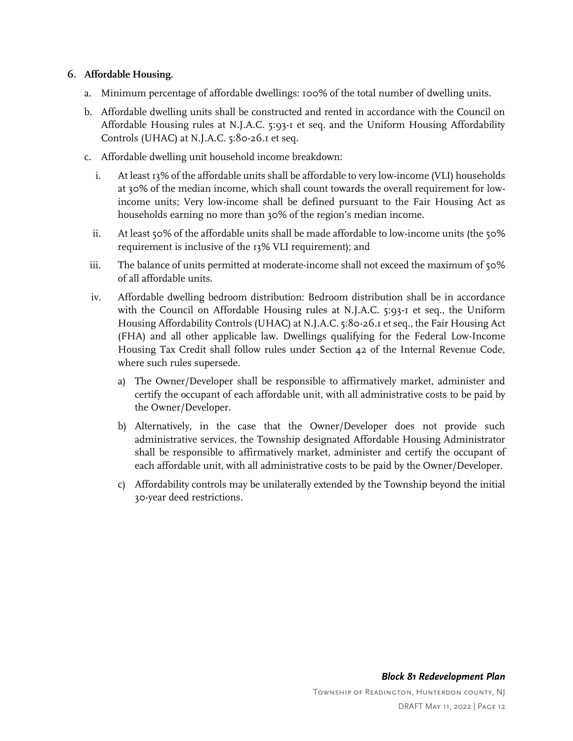**6. Affordable Housing.**

a. Minimum percentage of affordable dwellings: 100% of the total number of dwelling units.

b. Affordable dwelling units shall be constructed and rented in accordance with the Council on Affordable Housing rules at N.J.A.C. 5:93-1 et seq. and the Uniform Housing Affordability Controls (UHAC) at N.J.A.C. 5:80-26.1 et seq.

c. Affordable dwelling unit household income breakdown:

   i. At least 13% of the affordable units shall be affordable to very low-income (VLI) households at 30% of the median income, which shall count towards the overall requirement for low-income units; Very low-income shall be defined pursuant to the Fair Housing Act as households earning no more than 30% of the region's median income.

   ii. At least 50% of the affordable units shall be made affordable to low-income units (the 50% requirement is inclusive of the 13% VLI requirement); and

   iii. The balance of units permitted at moderate-income shall not exceed the maximum of 50% of all affordable units.

   iv. Affordable dwelling bedroom distribution: Bedroom distribution shall be in accordance with the Council on Affordable Housing rules at N.J.A.C. 5:93-1 et seq., the Uniform Housing Affordability Controls (UHAC) at N.J.A.C. 5:80-26.1 et seq., the Fair Housing Act (FHA) and all other applicable law. Dwellings qualifying for the Federal Low-Income Housing Tax Credit shall follow rules under Section 42 of the Internal Revenue Code, where such rules supersede.

      a) The Owner/Developer shall be responsible to affirmatively market, administer and certify the occupant of each affordable unit, with all administrative costs to be paid by the Owner/Developer.

      b) Alternatively, in the case that the Owner/Developer does not provide such administrative services, the Township designated Affordable Housing Administrator shall be responsible to affirmatively market, administer and certify the occupant of each affordable unit, with all administrative costs to be paid by the Owner/Developer.

      c) Affordability controls may be unilaterally extended by the Township beyond the initial 30-year deed restrictions.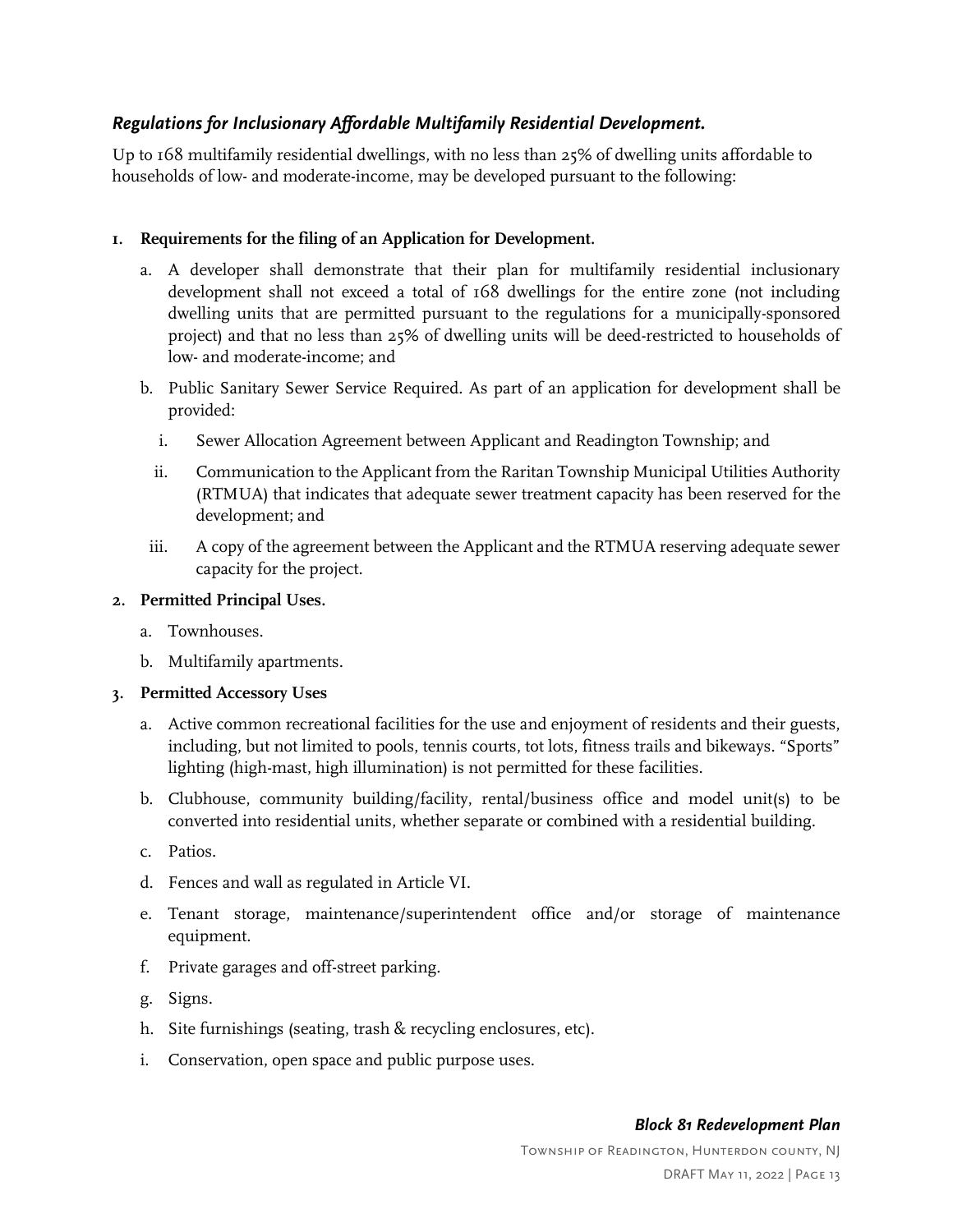### *Regulations for Inclusionary Affordable Multifamily Residential Development.*

Up to 168 multifamily residential dwellings, with no less than 25% of dwelling units affordable to households of low- and moderate-income, may be developed pursuant to the following:

1. **Requirements for the filing of an Application for Development.**
   a. A developer shall demonstrate that their plan for multifamily residential inclusionary development shall not exceed a total of 168 dwellings for the entire zone (not including dwelling units that are permitted pursuant to the regulations for a municipally-sponsored project) and that no less than 25% of dwelling units will be deed-restricted to households of low- and moderate-income; and
   b. Public Sanitary Sewer Service Required. As part of an application for development shall be provided:
      i. Sewer Allocation Agreement between Applicant and Readington Township; and
      ii. Communication to the Applicant from the Raritan Township Municipal Utilities Authority (RTMUA) that indicates that adequate sewer treatment capacity has been reserved for the development; and
      iii. A copy of the agreement between the Applicant and the RTMUA reserving adequate sewer capacity for the project.
2. **Permitted Principal Uses.**
   a. Townhouses.
   b. Multifamily apartments.
3. **Permitted Accessory Uses**
   a. Active common recreational facilities for the use and enjoyment of residents and their guests, including, but not limited to pools, tennis courts, tot lots, fitness trails and bikeways. "Sports" lighting (high-mast, high illumination) is not permitted for these facilities.
   b. Clubhouse, community building/facility, rental/business office and model unit(s) to be converted into residential units, whether separate or combined with a residential building.
   c. Patios.
   d. Fences and wall as regulated in Article VI.
   e. Tenant storage, maintenance/superintendent office and/or storage of maintenance equipment.
   f. Private garages and off-street parking.
   g. Signs.
   h. Site furnishings (seating, trash & recycling enclosures, etc).
   i. Conservation, open space and public purpose uses.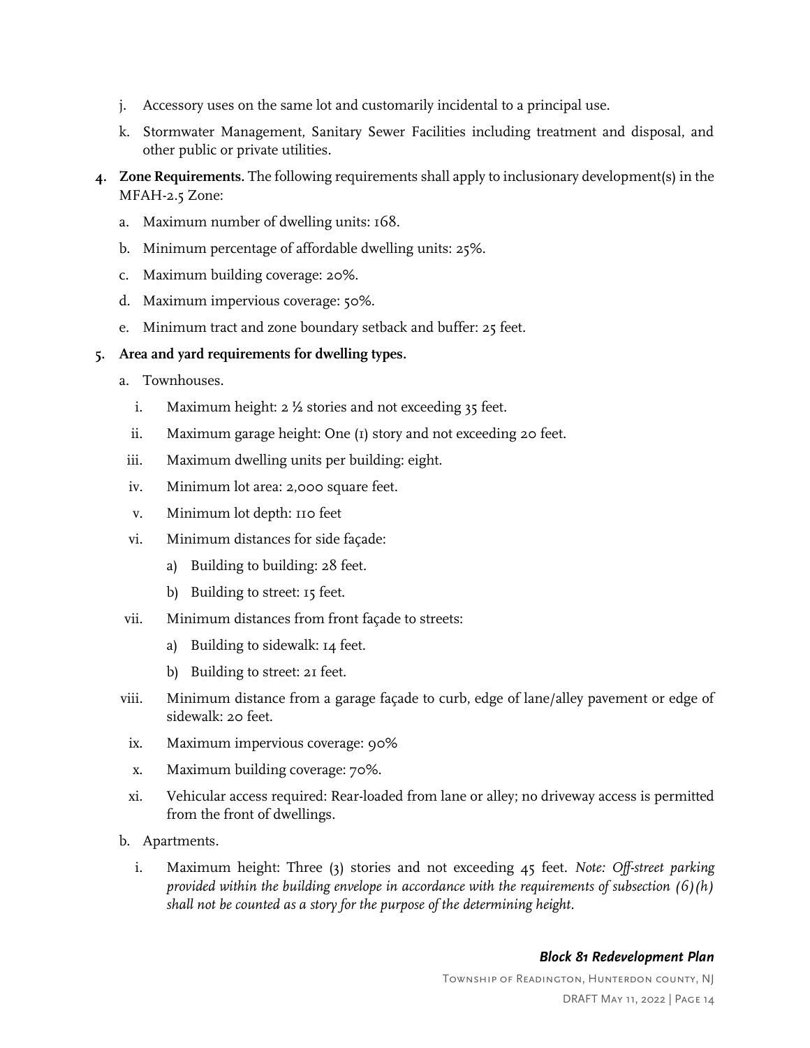j. Accessory uses on the same lot and customarily incidental to a principal use.

k. Stormwater Management, Sanitary Sewer Facilities including treatment and disposal, and other public or private utilities.

4. **Zone Requirements.** The following requirements shall apply to inclusionary development(s) in the MFAH-2.5 Zone:

   a. Maximum number of dwelling units: 168.

   b. Minimum percentage of affordable dwelling units: 25%.

   c. Maximum building coverage: 20%.

   d. Maximum impervious coverage: 50%.

   e. Minimum tract and zone boundary setback and buffer: 25 feet.

5. **Area and yard requirements for dwelling types.**

   a. Townhouses.

      i. Maximum height: 2 ½ stories and not exceeding 35 feet.

      ii. Maximum garage height: One (1) story and not exceeding 20 feet.

      iii. Maximum dwelling units per building: eight.

      iv. Minimum lot area: 2,000 square feet.

      v. Minimum lot depth: 110 feet

      vi. Minimum distances for side façade:

         a) Building to building: 28 feet.

         b) Building to street: 15 feet.

      vii. Minimum distances from front façade to streets:

         a) Building to sidewalk: 14 feet.

         b) Building to street: 21 feet.

      viii. Minimum distance from a garage façade to curb, edge of lane/alley pavement or edge of sidewalk: 20 feet.

      ix. Maximum impervious coverage: 90%

      x. Maximum building coverage: 70%.

      xi. Vehicular access required: Rear-loaded from lane or alley; no driveway access is permitted from the front of dwellings.

   b. Apartments.

      i. Maximum height: Three (3) stories and not exceeding 45 feet. *Note: Off-street parking provided within the building envelope in accordance with the requirements of subsection (6)(h) shall not be counted as a story for the purpose of the determining height.*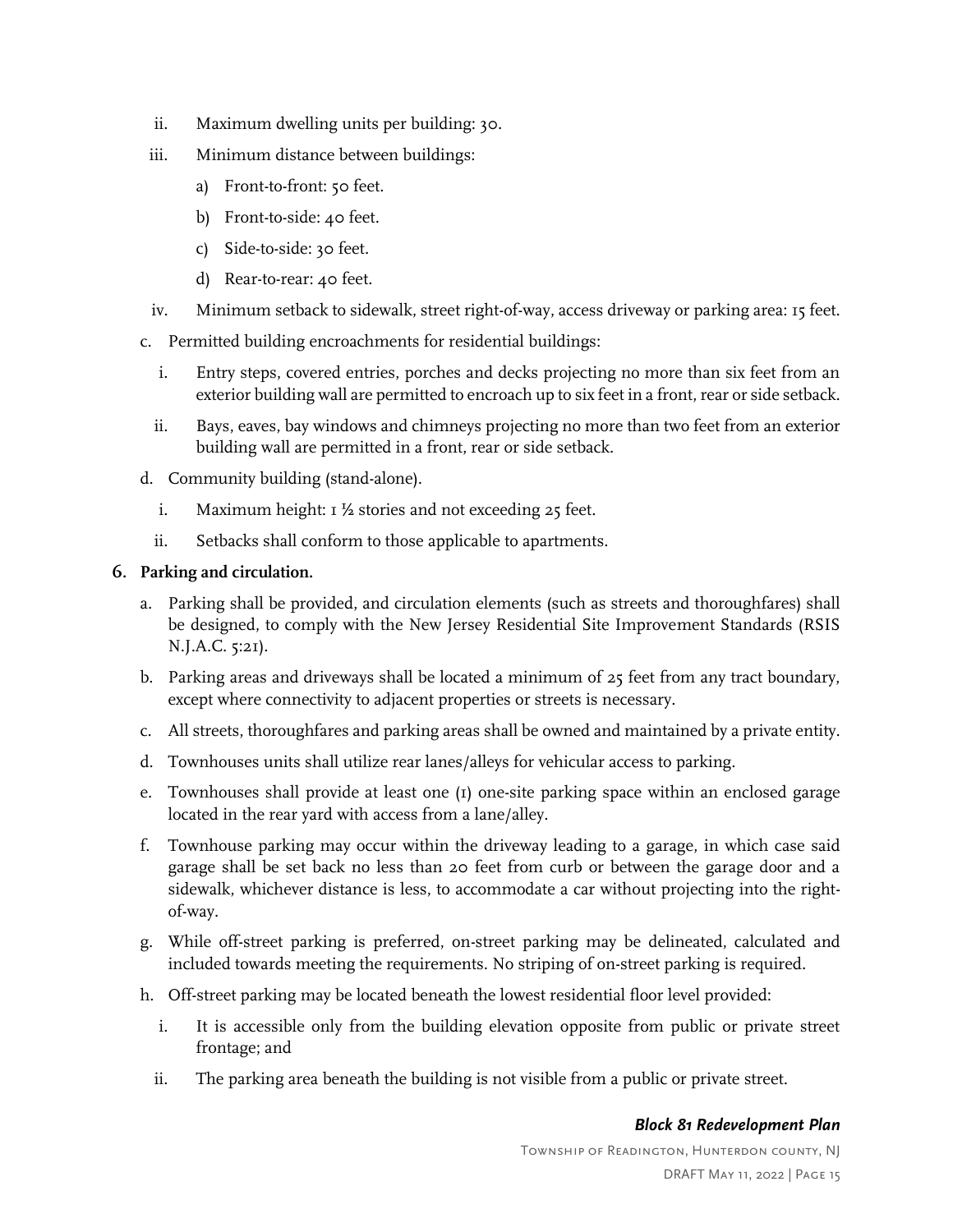ii. Maximum dwelling units per building: 30.

iii. Minimum distance between buildings:

a) Front-to-front: 50 feet.

b) Front-to-side: 40 feet.

c) Side-to-side: 30 feet.

d) Rear-to-rear: 40 feet.

iv. Minimum setback to sidewalk, street right-of-way, access driveway or parking area: 15 feet.

c. Permitted building encroachments for residential buildings:

i. Entry steps, covered entries, porches and decks projecting no more than six feet from an exterior building wall are permitted to encroach up to six feet in a front, rear or side setback.

ii. Bays, eaves, bay windows and chimneys projecting no more than two feet from an exterior building wall are permitted in a front, rear or side setback.

d. Community building (stand-alone).

i. Maximum height: 1 ½ stories and not exceeding 25 feet.

ii. Setbacks shall conform to those applicable to apartments.

**6. Parking and circulation.**

a. Parking shall be provided, and circulation elements (such as streets and thoroughfares) shall be designed, to comply with the New Jersey Residential Site Improvement Standards (RSIS N.J.A.C. 5:21).

b. Parking areas and driveways shall be located a minimum of 25 feet from any tract boundary, except where connectivity to adjacent properties or streets is necessary.

c. All streets, thoroughfares and parking areas shall be owned and maintained by a private entity.

d. Townhouses units shall utilize rear lanes/alleys for vehicular access to parking.

e. Townhouses shall provide at least one (1) one-site parking space within an enclosed garage located in the rear yard with access from a lane/alley.

f. Townhouse parking may occur within the driveway leading to a garage, in which case said garage shall be set back no less than 20 feet from curb or between the garage door and a sidewalk, whichever distance is less, to accommodate a car without projecting into the right-of-way.

g. While off-street parking is preferred, on-street parking may be delineated, calculated and included towards meeting the requirements. No striping of on-street parking is required.

h. Off-street parking may be located beneath the lowest residential floor level provided:

i. It is accessible only from the building elevation opposite from public or private street frontage; and

ii. The parking area beneath the building is not visible from a public or private street.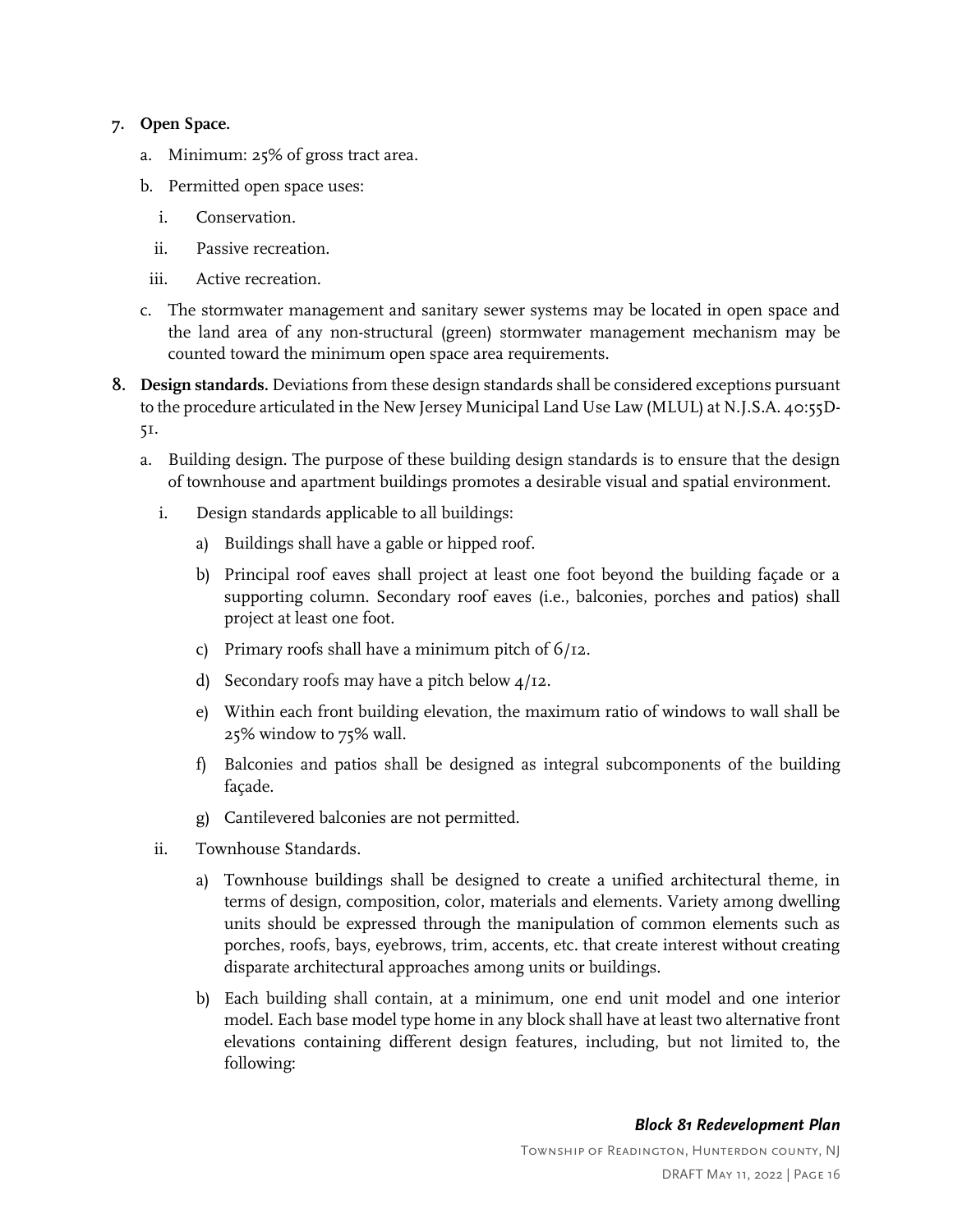7. **Open Space.**

   a. Minimum: 25% of gross tract area.

   b. Permitted open space uses:

      i. Conservation.

      ii. Passive recreation.

      iii. Active recreation.

   c. The stormwater management and sanitary sewer systems may be located in open space and the land area of any non-structural (green) stormwater management mechanism may be counted toward the minimum open space area requirements.

8. **Design standards.** Deviations from these design standards shall be considered exceptions pursuant to the procedure articulated in the New Jersey Municipal Land Use Law (MLUL) at N.J.S.A. 40:55D-51.

   a. Building design. The purpose of these building design standards is to ensure that the design of townhouse and apartment buildings promotes a desirable visual and spatial environment.

      i. Design standards applicable to all buildings:

         a) Buildings shall have a gable or hipped roof.

         b) Principal roof eaves shall project at least one foot beyond the building façade or a supporting column. Secondary roof eaves (i.e., balconies, porches and patios) shall project at least one foot.

         c) Primary roofs shall have a minimum pitch of 6/12.

         d) Secondary roofs may have a pitch below 4/12.

         e) Within each front building elevation, the maximum ratio of windows to wall shall be 25% window to 75% wall.

         f) Balconies and patios shall be designed as integral subcomponents of the building façade.

         g) Cantilevered balconies are not permitted.

      ii. Townhouse Standards.

         a) Townhouse buildings shall be designed to create a unified architectural theme, in terms of design, composition, color, materials and elements. Variety among dwelling units should be expressed through the manipulation of common elements such as porches, roofs, bays, eyebrows, trim, accents, etc. that create interest without creating disparate architectural approaches among units or buildings.

         b) Each building shall contain, at a minimum, one end unit model and one interior model. Each base model type home in any block shall have at least two alternative front elevations containing different design features, including, but not limited to, the following: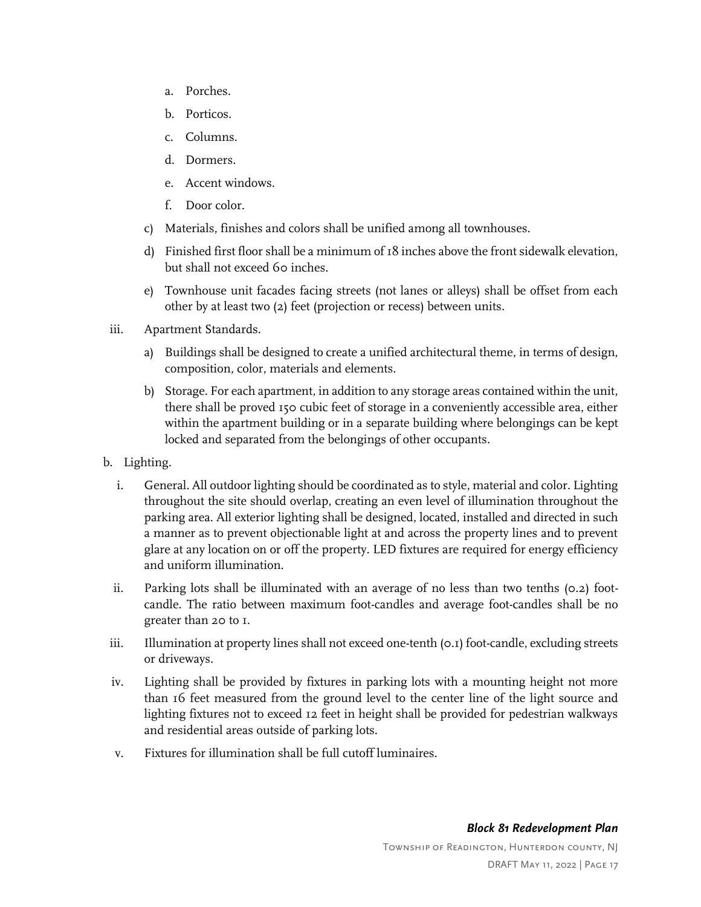a. Porches.

b. Porticos.

c. Columns.

d. Dormers.

e. Accent windows.

f. Door color.

c) Materials, finishes and colors shall be unified among all townhouses.

d) Finished first floor shall be a minimum of 18 inches above the front sidewalk elevation, but shall not exceed 60 inches.

e) Townhouse unit facades facing streets (not lanes or alleys) shall be offset from each other by at least two (2) feet (projection or recess) between units.

iii. Apartment Standards.

a) Buildings shall be designed to create a unified architectural theme, in terms of design, composition, color, materials and elements.

b) Storage. For each apartment, in addition to any storage areas contained within the unit, there shall be proved 150 cubic feet of storage in a conveniently accessible area, either within the apartment building or in a separate building where belongings can be kept locked and separated from the belongings of other occupants.

b. Lighting.

i. General. All outdoor lighting should be coordinated as to style, material and color. Lighting throughout the site should overlap, creating an even level of illumination throughout the parking area. All exterior lighting shall be designed, located, installed and directed in such a manner as to prevent objectionable light at and across the property lines and to prevent glare at any location on or off the property. LED fixtures are required for energy efficiency and uniform illumination.

ii. Parking lots shall be illuminated with an average of no less than two tenths (0.2) foot-candle. The ratio between maximum foot-candles and average foot-candles shall be no greater than 20 to 1.

iii. Illumination at property lines shall not exceed one-tenth (0.1) foot-candle, excluding streets or driveways.

iv. Lighting shall be provided by fixtures in parking lots with a mounting height not more than 16 feet measured from the ground level to the center line of the light source and lighting fixtures not to exceed 12 feet in height shall be provided for pedestrian walkways and residential areas outside of parking lots.

v. Fixtures for illumination shall be full cutoff luminaires.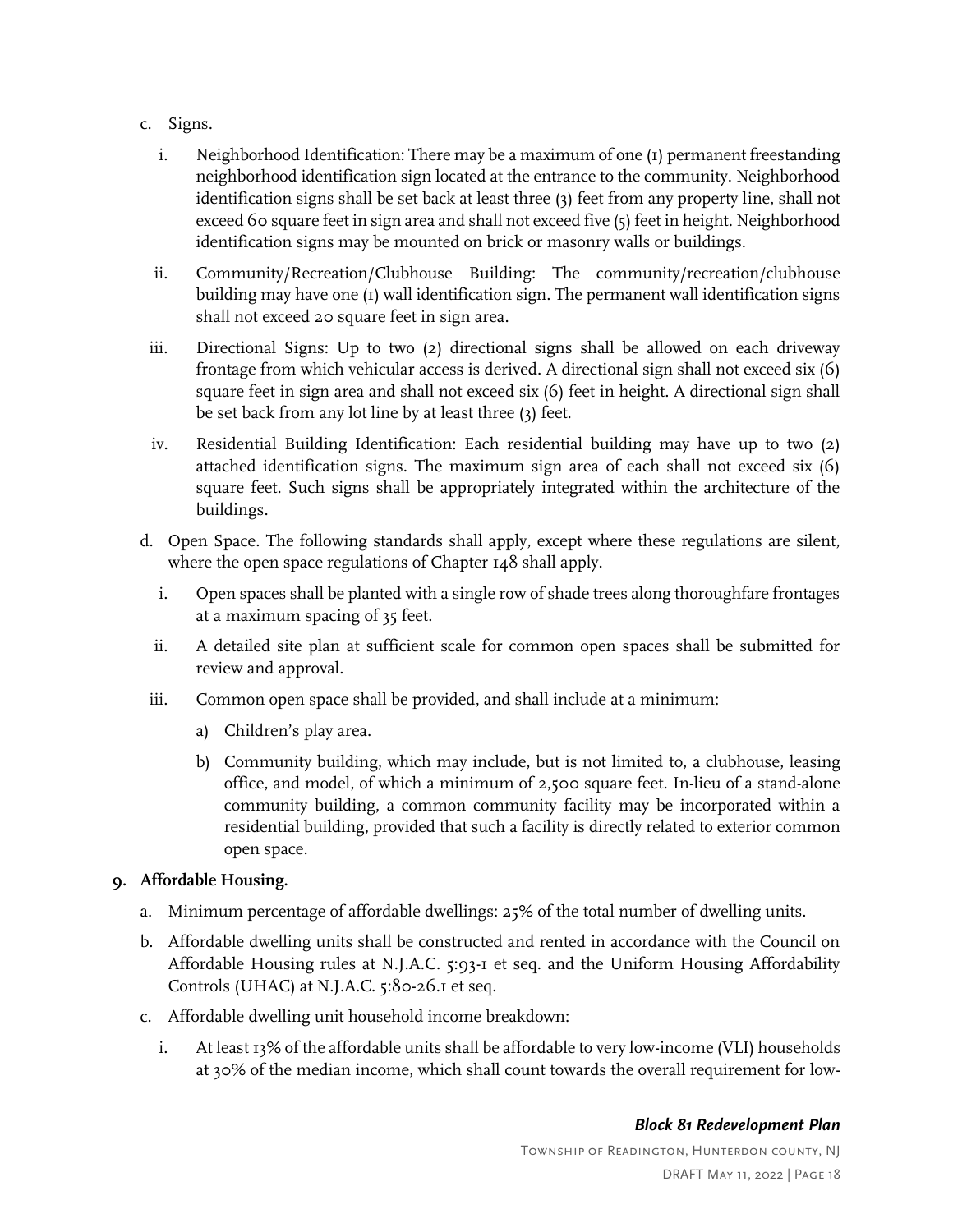c. Signs.

i. Neighborhood Identification: There may be a maximum of one (1) permanent freestanding neighborhood identification sign located at the entrance to the community. Neighborhood identification signs shall be set back at least three (3) feet from any property line, shall not exceed 60 square feet in sign area and shall not exceed five (5) feet in height. Neighborhood identification signs may be mounted on brick or masonry walls or buildings.

ii. Community/Recreation/Clubhouse Building: The community/recreation/clubhouse building may have one (1) wall identification sign. The permanent wall identification signs shall not exceed 20 square feet in sign area.

iii. Directional Signs: Up to two (2) directional signs shall be allowed on each driveway frontage from which vehicular access is derived. A directional sign shall not exceed six (6) square feet in sign area and shall not exceed six (6) feet in height. A directional sign shall be set back from any lot line by at least three (3) feet.

iv. Residential Building Identification: Each residential building may have up to two (2) attached identification signs. The maximum sign area of each shall not exceed six (6) square feet. Such signs shall be appropriately integrated within the architecture of the buildings.

d. Open Space. The following standards shall apply, except where these regulations are silent, where the open space regulations of Chapter 148 shall apply.

i. Open spaces shall be planted with a single row of shade trees along thoroughfare frontages at a maximum spacing of 35 feet.

ii. A detailed site plan at sufficient scale for common open spaces shall be submitted for review and approval.

iii. Common open space shall be provided, and shall include at a minimum:

a) Children's play area.

b) Community building, which may include, but is not limited to, a clubhouse, leasing office, and model, of which a minimum of 2,500 square feet. In-lieu of a stand-alone community building, a common community facility may be incorporated within a residential building, provided that such a facility is directly related to exterior common open space.

**9. Affordable Housing.**

a. Minimum percentage of affordable dwellings: 25% of the total number of dwelling units.

b. Affordable dwelling units shall be constructed and rented in accordance with the Council on Affordable Housing rules at N.J.A.C. 5:93-1 et seq. and the Uniform Housing Affordability Controls (UHAC) at N.J.A.C. 5:80-26.1 et seq.

c. Affordable dwelling unit household income breakdown:

i. At least 13% of the affordable units shall be affordable to very low-income (VLI) households at 30% of the median income, which shall count towards the overall requirement for low-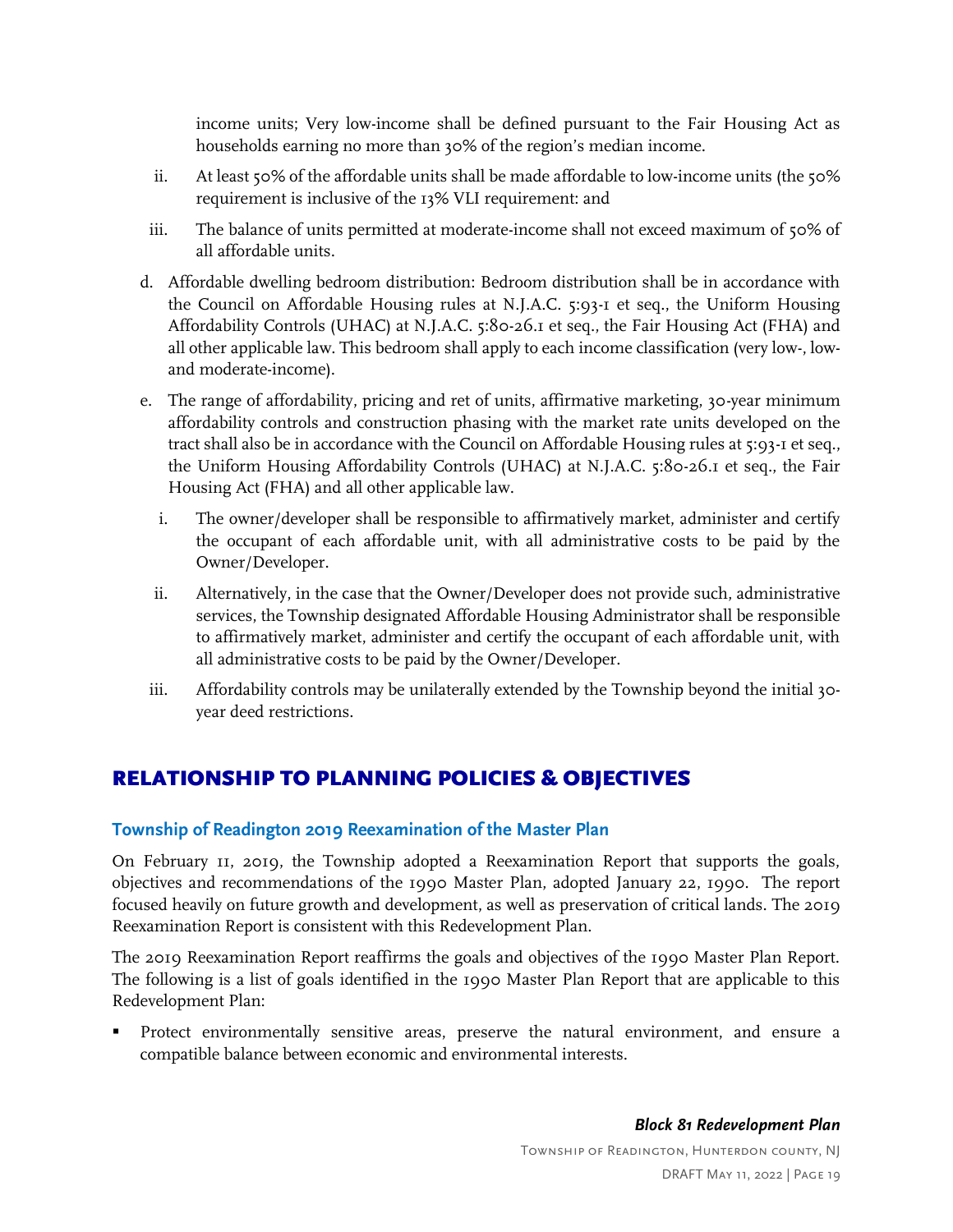income units; Very low-income shall be defined pursuant to the Fair Housing Act as households earning no more than 30% of the region's median income.

ii. At least 50% of the affordable units shall be made affordable to low-income units (the 50% requirement is inclusive of the 13% VLI requirement: and

iii. The balance of units permitted at moderate-income shall not exceed maximum of 50% of all affordable units.

d. Affordable dwelling bedroom distribution: Bedroom distribution shall be in accordance with the Council on Affordable Housing rules at N.J.A.C. 5:93-1 et seq., the Uniform Housing Affordability Controls (UHAC) at N.J.A.C. 5:80-26.1 et seq., the Fair Housing Act (FHA) and all other applicable law. This bedroom shall apply to each income classification (very low-, low- and moderate-income).

e. The range of affordability, pricing and ret of units, affirmative marketing, 30-year minimum affordability controls and construction phasing with the market rate units developed on the tract shall also be in accordance with the Council on Affordable Housing rules at 5:93-1 et seq., the Uniform Housing Affordability Controls (UHAC) at N.J.A.C. 5:80-26.1 et seq., the Fair Housing Act (FHA) and all other applicable law.

i. The owner/developer shall be responsible to affirmatively market, administer and certify the occupant of each affordable unit, with all administrative costs to be paid by the Owner/Developer.

ii. Alternatively, in the case that the Owner/Developer does not provide such, administrative services, the Township designated Affordable Housing Administrator shall be responsible to affirmatively market, administer and certify the occupant of each affordable unit, with all administrative costs to be paid by the Owner/Developer.

iii. Affordability controls may be unilaterally extended by the Township beyond the initial 30-year deed restrictions.

## RELATIONSHIP TO PLANNING POLICIES & OBJECTIVES

### Township of Readington 2019 Reexamination of the Master Plan

On February 11, 2019, the Township adopted a Reexamination Report that supports the goals, objectives and recommendations of the 1990 Master Plan, adopted January 22, 1990. The report focused heavily on future growth and development, as well as preservation of critical lands. The 2019 Reexamination Report is consistent with this Redevelopment Plan.

The 2019 Reexamination Report reaffirms the goals and objectives of the 1990 Master Plan Report. The following is a list of goals identified in the 1990 Master Plan Report that are applicable to this Redevelopment Plan:

- Protect environmentally sensitive areas, preserve the natural environment, and ensure a compatible balance between economic and environmental interests.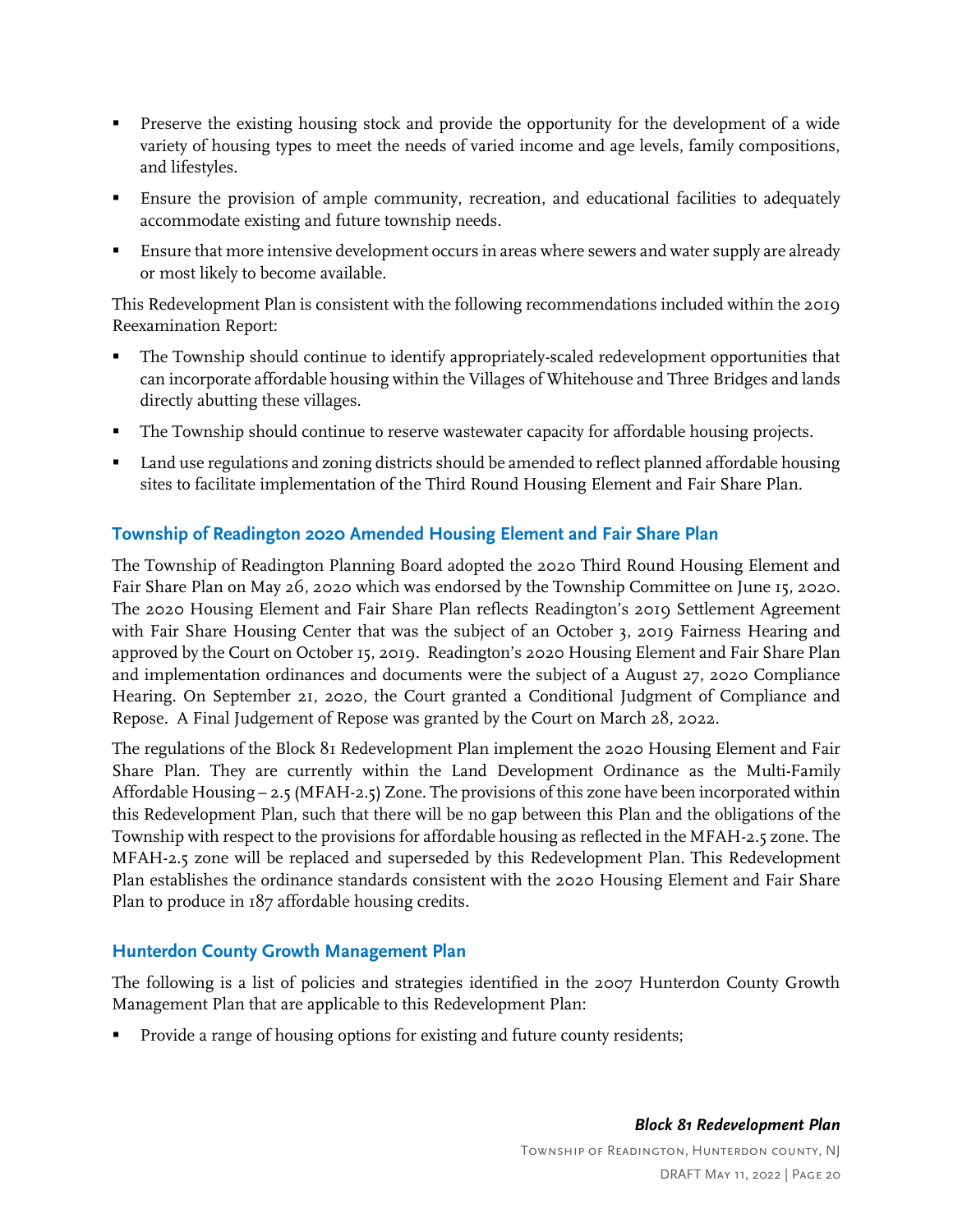- Preserve the existing housing stock and provide the opportunity for the development of a wide variety of housing types to meet the needs of varied income and age levels, family compositions, and lifestyles.
- Ensure the provision of ample community, recreation, and educational facilities to adequately accommodate existing and future township needs.
- Ensure that more intensive development occurs in areas where sewers and water supply are already or most likely to become available.

This Redevelopment Plan is consistent with the following recommendations included within the 2019 Reexamination Report:

- The Township should continue to identify appropriately-scaled redevelopment opportunities that can incorporate affordable housing within the Villages of Whitehouse and Three Bridges and lands directly abutting these villages.
- The Township should continue to reserve wastewater capacity for affordable housing projects.
- Land use regulations and zoning districts should be amended to reflect planned affordable housing sites to facilitate implementation of the Third Round Housing Element and Fair Share Plan.

### Township of Readington 2020 Amended Housing Element and Fair Share Plan

The Township of Readington Planning Board adopted the 2020 Third Round Housing Element and Fair Share Plan on May 26, 2020 which was endorsed by the Township Committee on June 15, 2020. The 2020 Housing Element and Fair Share Plan reflects Readington's 2019 Settlement Agreement with Fair Share Housing Center that was the subject of an October 3, 2019 Fairness Hearing and approved by the Court on October 15, 2019. Readington's 2020 Housing Element and Fair Share Plan and implementation ordinances and documents were the subject of a August 27, 2020 Compliance Hearing. On September 21, 2020, the Court granted a Conditional Judgment of Compliance and Repose. A Final Judgement of Repose was granted by the Court on March 28, 2022.

The regulations of the Block 81 Redevelopment Plan implement the 2020 Housing Element and Fair Share Plan. They are currently within the Land Development Ordinance as the Multi-Family Affordable Housing – 2.5 (MFAH-2.5) Zone. The provisions of this zone have been incorporated within this Redevelopment Plan, such that there will be no gap between this Plan and the obligations of the Township with respect to the provisions for affordable housing as reflected in the MFAH-2.5 zone. The MFAH-2.5 zone will be replaced and superseded by this Redevelopment Plan. This Redevelopment Plan establishes the ordinance standards consistent with the 2020 Housing Element and Fair Share Plan to produce in 187 affordable housing credits.

### Hunterdon County Growth Management Plan

The following is a list of policies and strategies identified in the 2007 Hunterdon County Growth Management Plan that are applicable to this Redevelopment Plan:

- Provide a range of housing options for existing and future county residents;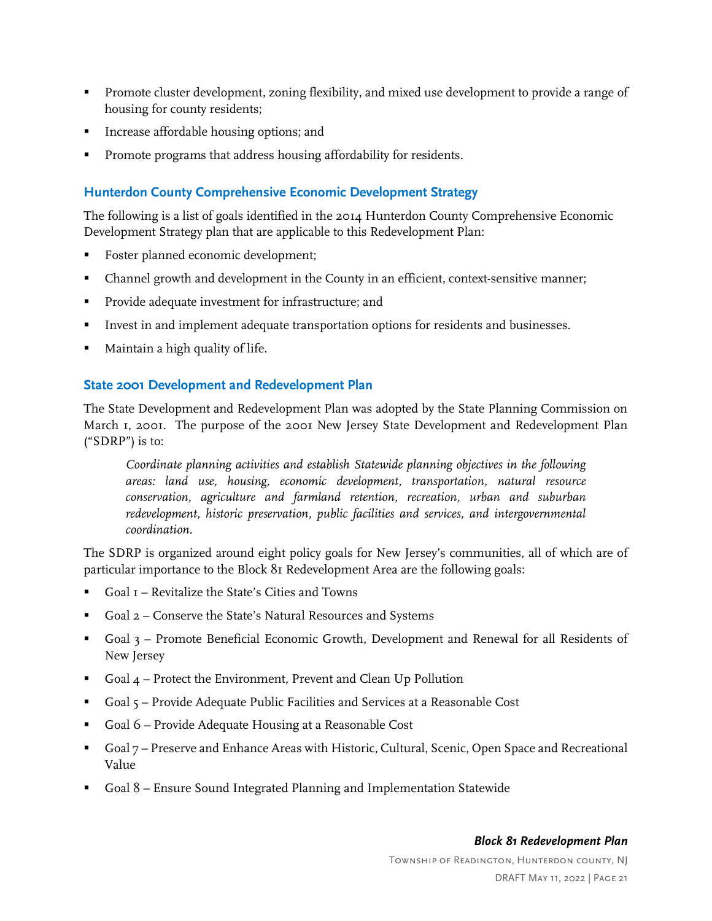- Promote cluster development, zoning flexibility, and mixed use development to provide a range of housing for county residents;
- Increase affordable housing options; and
- Promote programs that address housing affordability for residents.

### Hunterdon County Comprehensive Economic Development Strategy

The following is a list of goals identified in the 2014 Hunterdon County Comprehensive Economic Development Strategy plan that are applicable to this Redevelopment Plan:

- Foster planned economic development;
- Channel growth and development in the County in an efficient, context-sensitive manner;
- Provide adequate investment for infrastructure; and
- Invest in and implement adequate transportation options for residents and businesses.
- Maintain a high quality of life.

### State 2001 Development and Redevelopment Plan

The State Development and Redevelopment Plan was adopted by the State Planning Commission on March 1, 2001. The purpose of the 2001 New Jersey State Development and Redevelopment Plan ("SDRP") is to:

> *Coordinate planning activities and establish Statewide planning objectives in the following areas: land use, housing, economic development, transportation, natural resource conservation, agriculture and farmland retention, recreation, urban and suburban redevelopment, historic preservation, public facilities and services, and intergovernmental coordination.*

The SDRP is organized around eight policy goals for New Jersey's communities, all of which are of particular importance to the Block 81 Redevelopment Area are the following goals:

- Goal 1 – Revitalize the State's Cities and Towns
- Goal 2 – Conserve the State's Natural Resources and Systems
- Goal 3 – Promote Beneficial Economic Growth, Development and Renewal for all Residents of New Jersey
- Goal 4 – Protect the Environment, Prevent and Clean Up Pollution
- Goal 5 – Provide Adequate Public Facilities and Services at a Reasonable Cost
- Goal 6 – Provide Adequate Housing at a Reasonable Cost
- Goal 7 – Preserve and Enhance Areas with Historic, Cultural, Scenic, Open Space and Recreational Value
- Goal 8 – Ensure Sound Integrated Planning and Implementation Statewide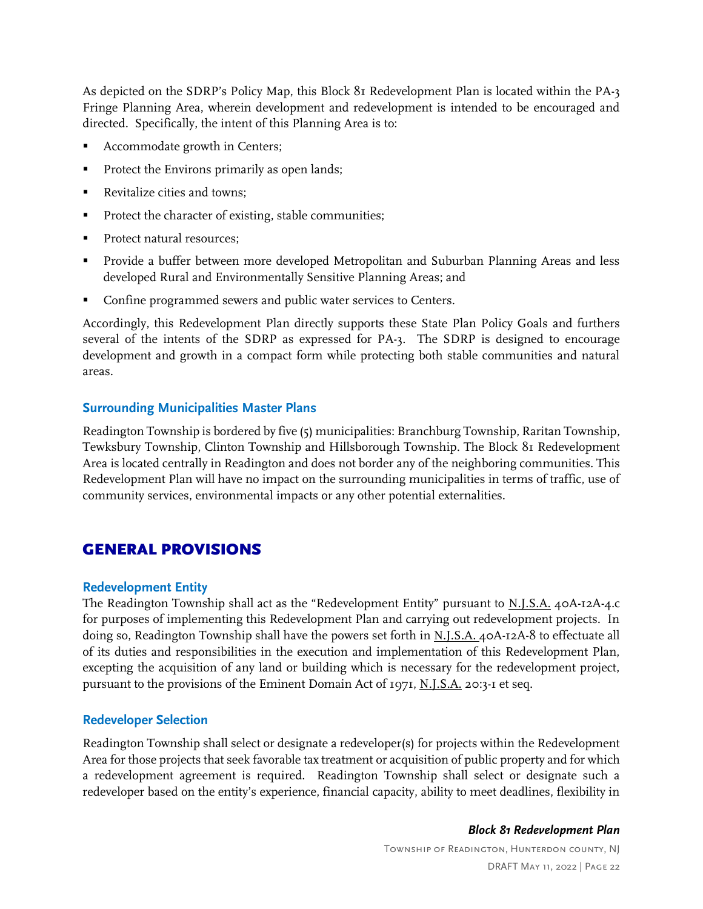As depicted on the SDRP's Policy Map, this Block 81 Redevelopment Plan is located within the PA-3 Fringe Planning Area, wherein development and redevelopment is intended to be encouraged and directed. Specifically, the intent of this Planning Area is to:

- Accommodate growth in Centers;
- Protect the Environs primarily as open lands;
- Revitalize cities and towns;
- Protect the character of existing, stable communities;
- Protect natural resources;
- Provide a buffer between more developed Metropolitan and Suburban Planning Areas and less developed Rural and Environmentally Sensitive Planning Areas; and
- Confine programmed sewers and public water services to Centers.

Accordingly, this Redevelopment Plan directly supports these State Plan Policy Goals and furthers several of the intents of the SDRP as expressed for PA-3. The SDRP is designed to encourage development and growth in a compact form while protecting both stable communities and natural areas.

### Surrounding Municipalities Master Plans

Readington Township is bordered by five (5) municipalities: Branchburg Township, Raritan Township, Tewksbury Township, Clinton Township and Hillsborough Township. The Block 81 Redevelopment Area is located centrally in Readington and does not border any of the neighboring communities. This Redevelopment Plan will have no impact on the surrounding municipalities in terms of traffic, use of community services, environmental impacts or any other potential externalities.

## GENERAL PROVISIONS

### Redevelopment Entity

The Readington Township shall act as the "Redevelopment Entity" pursuant to N.J.S.A. 40A-12A-4.c for purposes of implementing this Redevelopment Plan and carrying out redevelopment projects. In doing so, Readington Township shall have the powers set forth in N.J.S.A. 40A-12A-8 to effectuate all of its duties and responsibilities in the execution and implementation of this Redevelopment Plan, excepting the acquisition of any land or building which is necessary for the redevelopment project, pursuant to the provisions of the Eminent Domain Act of 1971, N.J.S.A. 20:3-1 et seq.

### Redeveloper Selection

Readington Township shall select or designate a redeveloper(s) for projects within the Redevelopment Area for those projects that seek favorable tax treatment or acquisition of public property and for which a redevelopment agreement is required. Readington Township shall select or designate such a redeveloper based on the entity's experience, financial capacity, ability to meet deadlines, flexibility in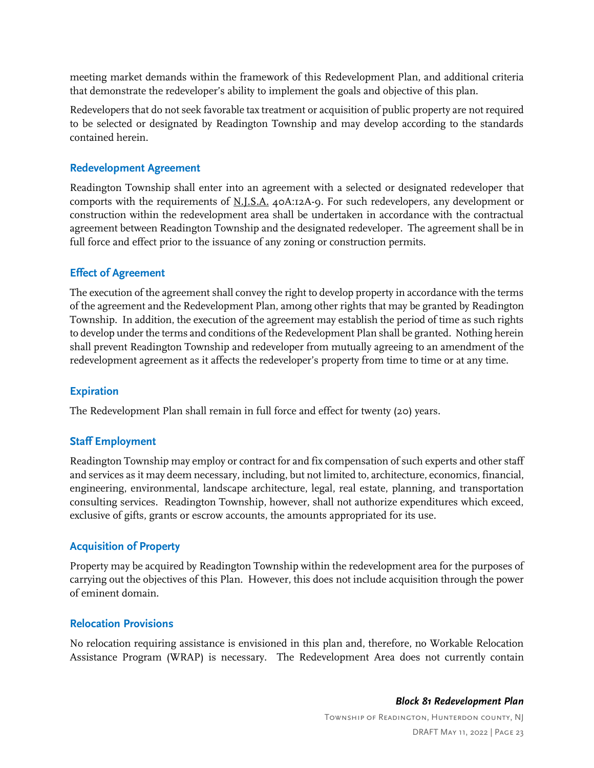meeting market demands within the framework of this Redevelopment Plan, and additional criteria that demonstrate the redeveloper's ability to implement the goals and objective of this plan.

Redevelopers that do not seek favorable tax treatment or acquisition of public property are not required to be selected or designated by Readington Township and may develop according to the standards contained herein.

### Redevelopment Agreement

Readington Township shall enter into an agreement with a selected or designated redeveloper that comports with the requirements of N.J.S.A. 40A:12A-9. For such redevelopers, any development or construction within the redevelopment area shall be undertaken in accordance with the contractual agreement between Readington Township and the designated redeveloper. The agreement shall be in full force and effect prior to the issuance of any zoning or construction permits.

### Effect of Agreement

The execution of the agreement shall convey the right to develop property in accordance with the terms of the agreement and the Redevelopment Plan, among other rights that may be granted by Readington Township. In addition, the execution of the agreement may establish the period of time as such rights to develop under the terms and conditions of the Redevelopment Plan shall be granted. Nothing herein shall prevent Readington Township and redeveloper from mutually agreeing to an amendment of the redevelopment agreement as it affects the redeveloper's property from time to time or at any time.

### Expiration

The Redevelopment Plan shall remain in full force and effect for twenty (20) years.

### Staff Employment

Readington Township may employ or contract for and fix compensation of such experts and other staff and services as it may deem necessary, including, but not limited to, architecture, economics, financial, engineering, environmental, landscape architecture, legal, real estate, planning, and transportation consulting services. Readington Township, however, shall not authorize expenditures which exceed, exclusive of gifts, grants or escrow accounts, the amounts appropriated for its use.

### Acquisition of Property

Property may be acquired by Readington Township within the redevelopment area for the purposes of carrying out the objectives of this Plan. However, this does not include acquisition through the power of eminent domain.

### Relocation Provisions

No relocation requiring assistance is envisioned in this plan and, therefore, no Workable Relocation Assistance Program (WRAP) is necessary. The Redevelopment Area does not currently contain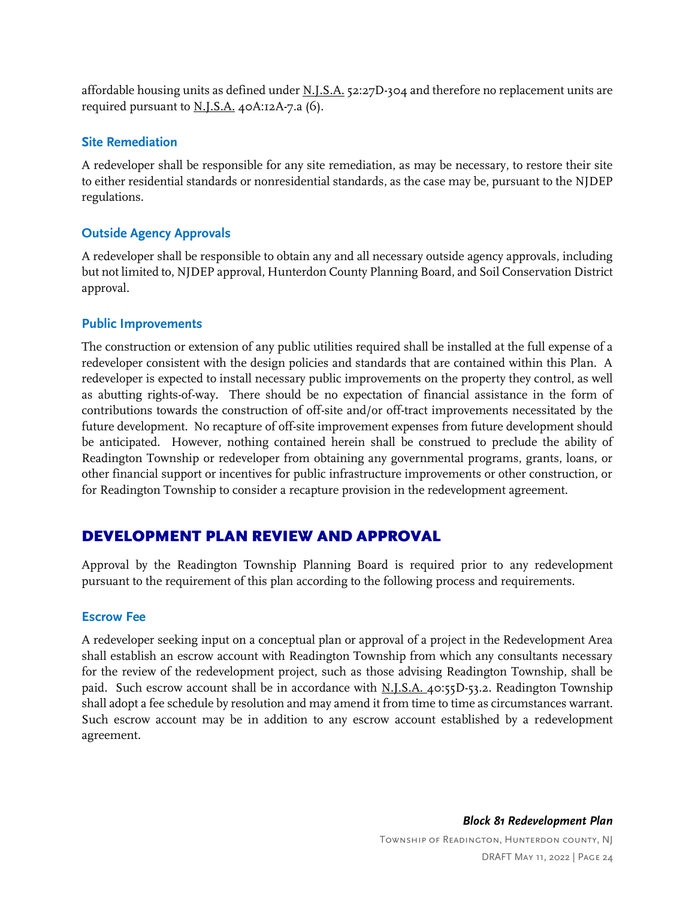affordable housing units as defined under N.J.S.A. 52:27D-304 and therefore no replacement units are required pursuant to N.J.S.A. 40A:12A-7.a (6).

### Site Remediation

A redeveloper shall be responsible for any site remediation, as may be necessary, to restore their site to either residential standards or nonresidential standards, as the case may be, pursuant to the NJDEP regulations.

### Outside Agency Approvals

A redeveloper shall be responsible to obtain any and all necessary outside agency approvals, including but not limited to, NJDEP approval, Hunterdon County Planning Board, and Soil Conservation District approval.

### Public Improvements

The construction or extension of any public utilities required shall be installed at the full expense of a redeveloper consistent with the design policies and standards that are contained within this Plan. A redeveloper is expected to install necessary public improvements on the property they control, as well as abutting rights-of-way. There should be no expectation of financial assistance in the form of contributions towards the construction of off-site and/or off-tract improvements necessitated by the future development. No recapture of off-site improvement expenses from future development should be anticipated. However, nothing contained herein shall be construed to preclude the ability of Readington Township or redeveloper from obtaining any governmental programs, grants, loans, or other financial support or incentives for public infrastructure improvements or other construction, or for Readington Township to consider a recapture provision in the redevelopment agreement.

## DEVELOPMENT PLAN REVIEW AND APPROVAL

Approval by the Readington Township Planning Board is required prior to any redevelopment pursuant to the requirement of this plan according to the following process and requirements.

### Escrow Fee

A redeveloper seeking input on a conceptual plan or approval of a project in the Redevelopment Area shall establish an escrow account with Readington Township from which any consultants necessary for the review of the redevelopment project, such as those advising Readington Township, shall be paid. Such escrow account shall be in accordance with N.J.S.A. 40:55D-53.2. Readington Township shall adopt a fee schedule by resolution and may amend it from time to time as circumstances warrant. Such escrow account may be in addition to any escrow account established by a redevelopment agreement.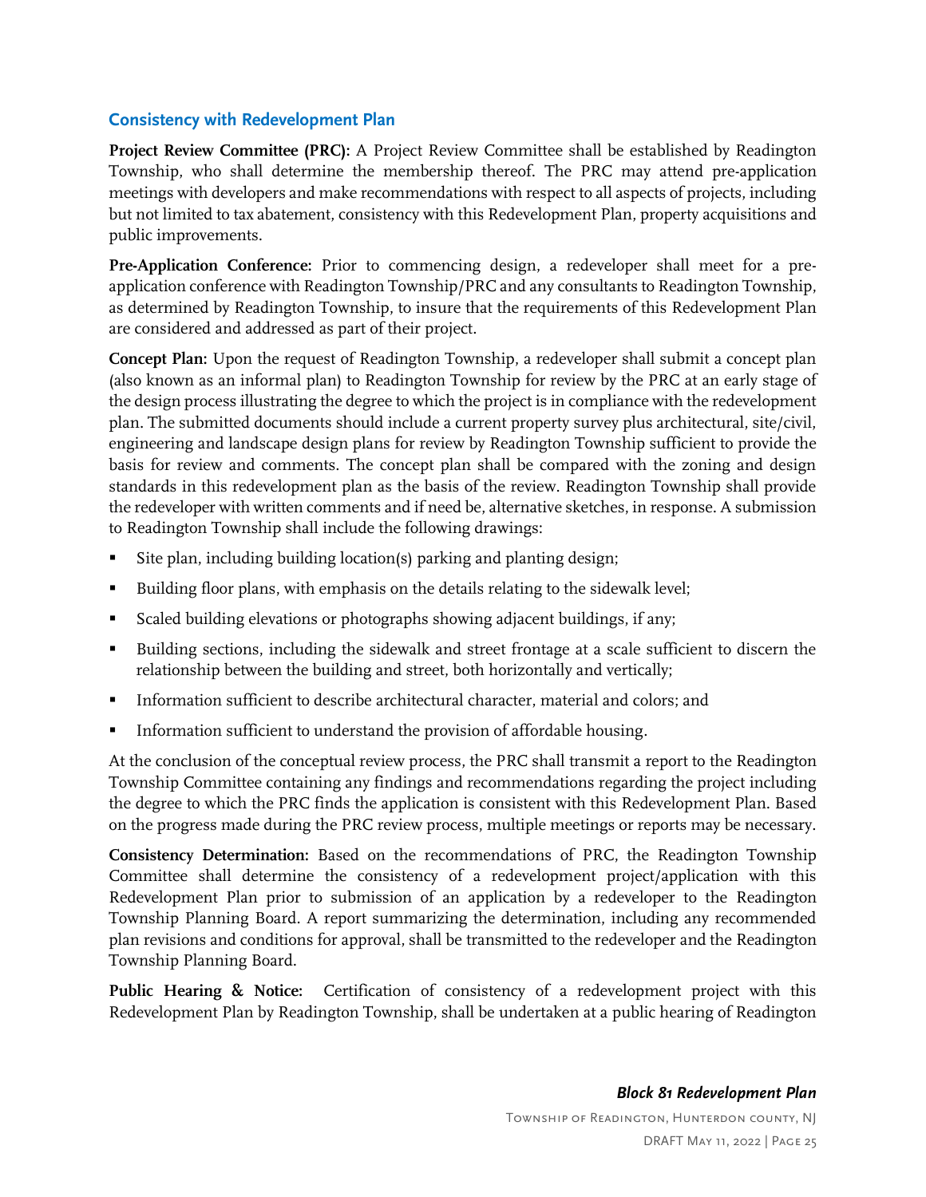## Consistency with Redevelopment Plan

**Project Review Committee (PRC):** A Project Review Committee shall be established by Readington Township, who shall determine the membership thereof. The PRC may attend pre-application meetings with developers and make recommendations with respect to all aspects of projects, including but not limited to tax abatement, consistency with this Redevelopment Plan, property acquisitions and public improvements.

**Pre-Application Conference:** Prior to commencing design, a redeveloper shall meet for a pre-application conference with Readington Township/PRC and any consultants to Readington Township, as determined by Readington Township, to insure that the requirements of this Redevelopment Plan are considered and addressed as part of their project.

**Concept Plan:** Upon the request of Readington Township, a redeveloper shall submit a concept plan (also known as an informal plan) to Readington Township for review by the PRC at an early stage of the design process illustrating the degree to which the project is in compliance with the redevelopment plan. The submitted documents should include a current property survey plus architectural, site/civil, engineering and landscape design plans for review by Readington Township sufficient to provide the basis for review and comments. The concept plan shall be compared with the zoning and design standards in this redevelopment plan as the basis of the review. Readington Township shall provide the redeveloper with written comments and if need be, alternative sketches, in response. A submission to Readington Township shall include the following drawings:

- Site plan, including building location(s) parking and planting design;
- Building floor plans, with emphasis on the details relating to the sidewalk level;
- Scaled building elevations or photographs showing adjacent buildings, if any;
- Building sections, including the sidewalk and street frontage at a scale sufficient to discern the relationship between the building and street, both horizontally and vertically;
- Information sufficient to describe architectural character, material and colors; and
- Information sufficient to understand the provision of affordable housing.

At the conclusion of the conceptual review process, the PRC shall transmit a report to the Readington Township Committee containing any findings and recommendations regarding the project including the degree to which the PRC finds the application is consistent with this Redevelopment Plan. Based on the progress made during the PRC review process, multiple meetings or reports may be necessary.

**Consistency Determination:** Based on the recommendations of PRC, the Readington Township Committee shall determine the consistency of a redevelopment project/application with this Redevelopment Plan prior to submission of an application by a redeveloper to the Readington Township Planning Board. A report summarizing the determination, including any recommended plan revisions and conditions for approval, shall be transmitted to the redeveloper and the Readington Township Planning Board.

**Public Hearing & Notice:** Certification of consistency of a redevelopment project with this Redevelopment Plan by Readington Township, shall be undertaken at a public hearing of Readington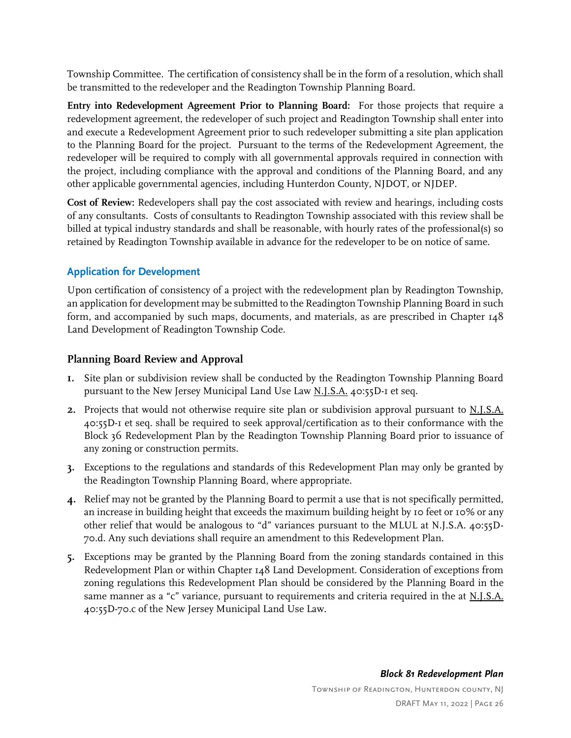Township Committee. The certification of consistency shall be in the form of a resolution, which shall be transmitted to the redeveloper and the Readington Township Planning Board.

**Entry into Redevelopment Agreement Prior to Planning Board:** For those projects that require a redevelopment agreement, the redeveloper of such project and Readington Township shall enter into and execute a Redevelopment Agreement prior to such redeveloper submitting a site plan application to the Planning Board for the project. Pursuant to the terms of the Redevelopment Agreement, the redeveloper will be required to comply with all governmental approvals required in connection with the project, including compliance with the approval and conditions of the Planning Board, and any other applicable governmental agencies, including Hunterdon County, NJDOT, or NJDEP.

**Cost of Review:** Redevelopers shall pay the cost associated with review and hearings, including costs of any consultants. Costs of consultants to Readington Township associated with this review shall be billed at typical industry standards and shall be reasonable, with hourly rates of the professional(s) so retained by Readington Township available in advance for the redeveloper to be on notice of same.

### Application for Development

Upon certification of consistency of a project with the redevelopment plan by Readington Township, an application for development may be submitted to the Readington Township Planning Board in such form, and accompanied by such maps, documents, and materials, as are prescribed in Chapter 148 Land Development of Readington Township Code.

### Planning Board Review and Approval

1. Site plan or subdivision review shall be conducted by the Readington Township Planning Board pursuant to the New Jersey Municipal Land Use Law N.J.S.A. 40:55D-1 et seq.
2. Projects that would not otherwise require site plan or subdivision approval pursuant to N.J.S.A. 40:55D-1 et seq. shall be required to seek approval/certification as to their conformance with the Block 36 Redevelopment Plan by the Readington Township Planning Board prior to issuance of any zoning or construction permits.
3. Exceptions to the regulations and standards of this Redevelopment Plan may only be granted by the Readington Township Planning Board, where appropriate.
4. Relief may not be granted by the Planning Board to permit a use that is not specifically permitted, an increase in building height that exceeds the maximum building height by 10 feet or 10% or any other relief that would be analogous to "d" variances pursuant to the MLUL at N.J.S.A. 40:55D-70.d. Any such deviations shall require an amendment to this Redevelopment Plan.
5. Exceptions may be granted by the Planning Board from the zoning standards contained in this Redevelopment Plan or within Chapter 148 Land Development. Consideration of exceptions from zoning regulations this Redevelopment Plan should be considered by the Planning Board in the same manner as a "c" variance, pursuant to requirements and criteria required in the at N.J.S.A. 40:55D-70.c of the New Jersey Municipal Land Use Law.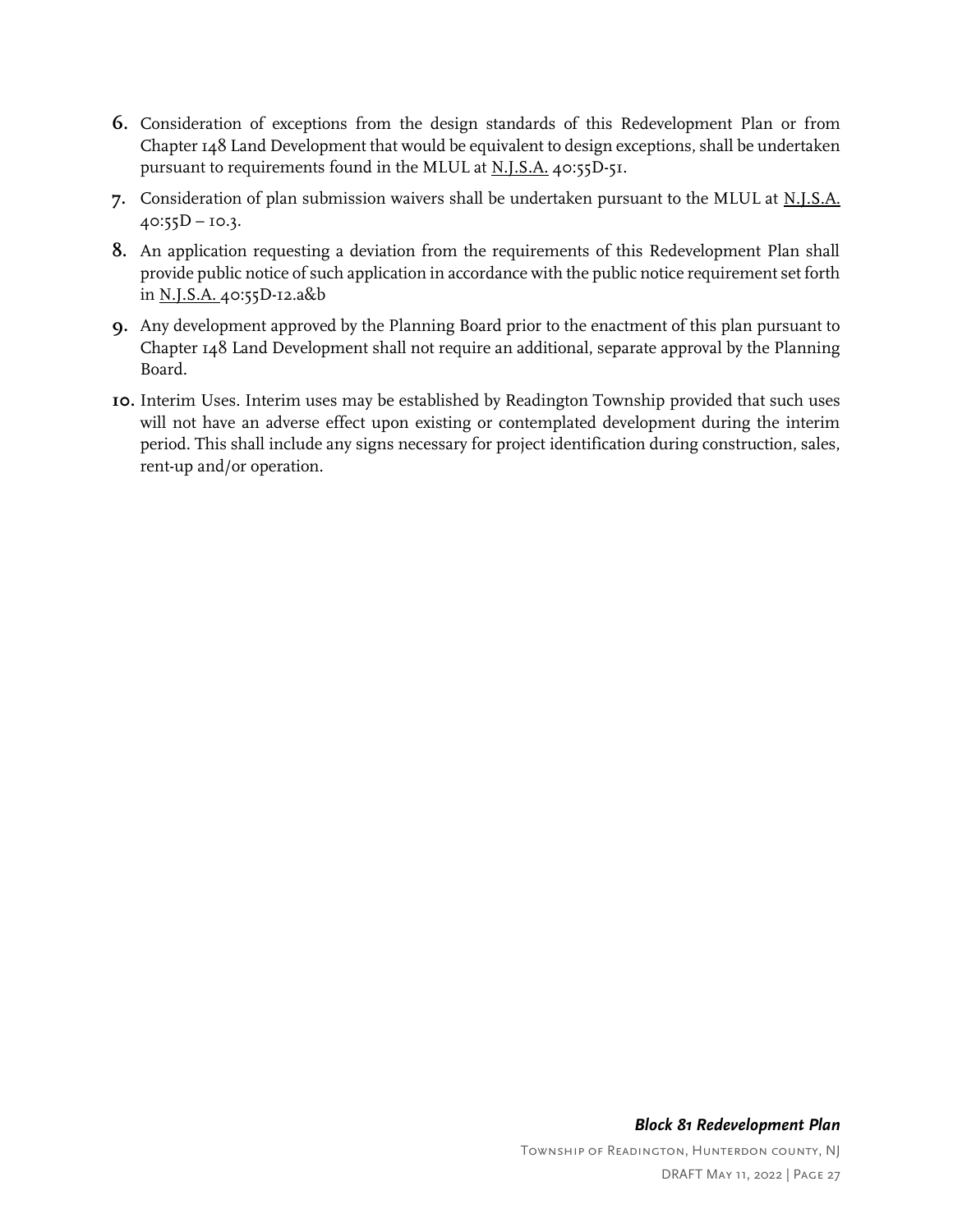6. Consideration of exceptions from the design standards of this Redevelopment Plan or from Chapter 148 Land Development that would be equivalent to design exceptions, shall be undertaken pursuant to requirements found in the MLUL at N.J.S.A. 40:55D-51.
7. Consideration of plan submission waivers shall be undertaken pursuant to the MLUL at N.J.S.A. 40:55D – 10.3.
8. An application requesting a deviation from the requirements of this Redevelopment Plan shall provide public notice of such application in accordance with the public notice requirement set forth in N.J.S.A. 40:55D-12.a&b
9. Any development approved by the Planning Board prior to the enactment of this plan pursuant to Chapter 148 Land Development shall not require an additional, separate approval by the Planning Board.
10. Interim Uses. Interim uses may be established by Readington Township provided that such uses will not have an adverse effect upon existing or contemplated development during the interim period. This shall include any signs necessary for project identification during construction, sales, rent-up and/or operation.